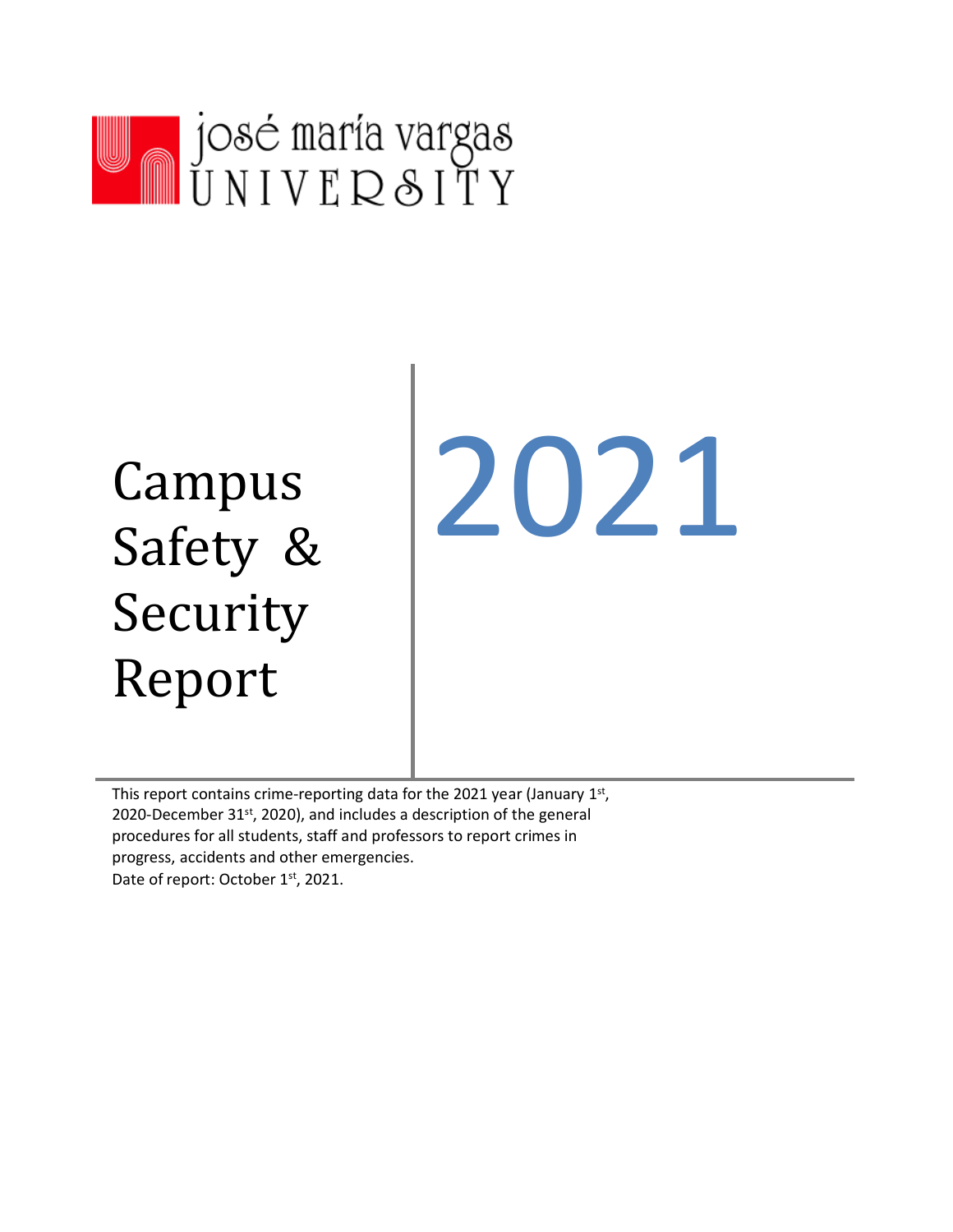josé maría vargas
UNIVERSITY

# Campus Safety & Security Report

# 2021

This report contains crime-reporting data for the 2021 year (January 1st, 2020-December 31st, 2020), and includes a description of the general procedures for all students, staff and professors to report crimes in progress, accidents and other emergencies.

Date of report: October 1st, 2021.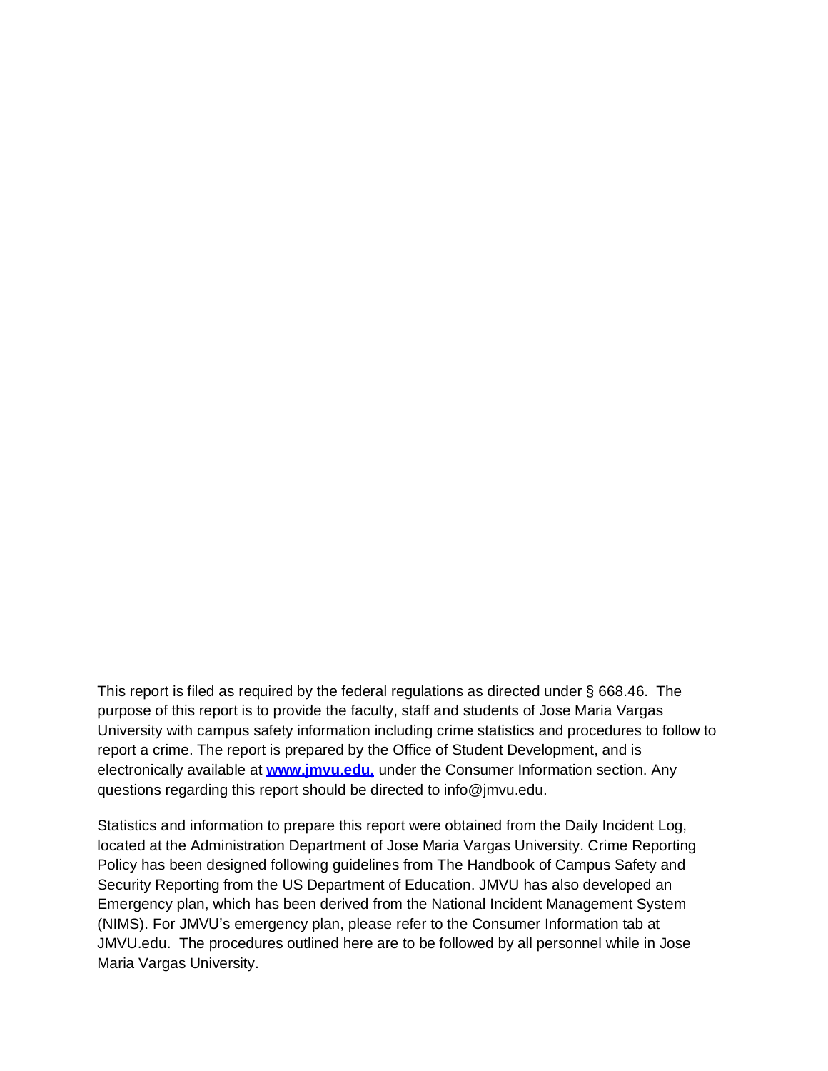This report is filed as required by the federal regulations as directed under § 668.46. The purpose of this report is to provide the faculty, staff and students of Jose Maria Vargas University with campus safety information including crime statistics and procedures to follow to report a crime. The report is prepared by the Office of Student Development, and is electronically available at **www.jmvu.edu,** under the Consumer Information section. Any questions regarding this report should be directed to info@jmvu.edu.

Statistics and information to prepare this report were obtained from the Daily Incident Log, located at the Administration Department of Jose Maria Vargas University. Crime Reporting Policy has been designed following guidelines from The Handbook of Campus Safety and Security Reporting from the US Department of Education. JMVU has also developed an Emergency plan, which has been derived from the National Incident Management System (NIMS). For JMVU's emergency plan, please refer to the Consumer Information tab at JMVU.edu. The procedures outlined here are to be followed by all personnel while in Jose Maria Vargas University.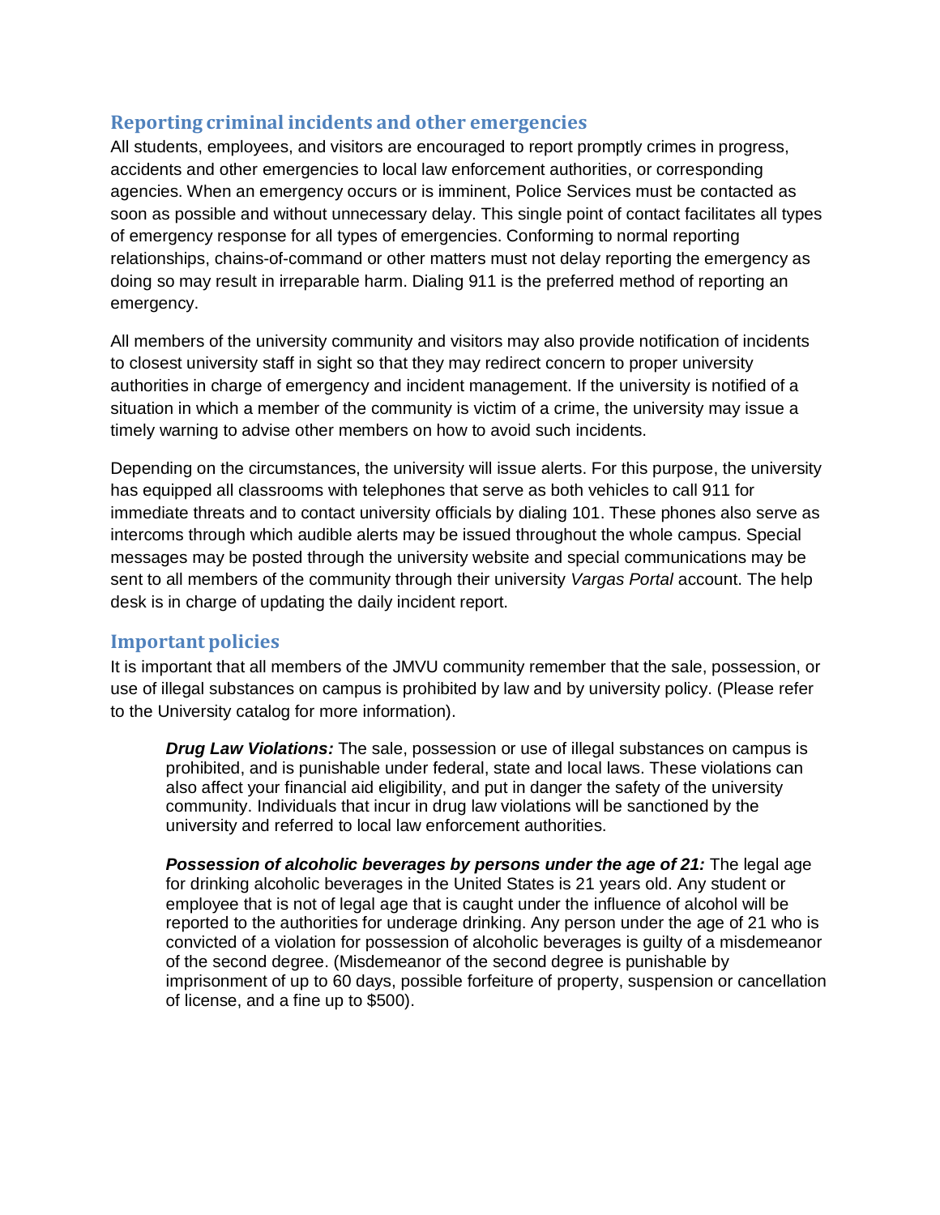## Reporting criminal incidents and other emergencies

All students, employees, and visitors are encouraged to report promptly crimes in progress, accidents and other emergencies to local law enforcement authorities, or corresponding agencies. When an emergency occurs or is imminent, Police Services must be contacted as soon as possible and without unnecessary delay. This single point of contact facilitates all types of emergency response for all types of emergencies. Conforming to normal reporting relationships, chains-of-command or other matters must not delay reporting the emergency as doing so may result in irreparable harm. Dialing 911 is the preferred method of reporting an emergency.

All members of the university community and visitors may also provide notification of incidents to closest university staff in sight so that they may redirect concern to proper university authorities in charge of emergency and incident management. If the university is notified of a situation in which a member of the community is victim of a crime, the university may issue a timely warning to advise other members on how to avoid such incidents.

Depending on the circumstances, the university will issue alerts. For this purpose, the university has equipped all classrooms with telephones that serve as both vehicles to call 911 for immediate threats and to contact university officials by dialing 101. These phones also serve as intercoms through which audible alerts may be issued throughout the whole campus. Special messages may be posted through the university website and special communications may be sent to all members of the community through their university *Vargas Portal* account. The help desk is in charge of updating the daily incident report.

## Important policies

It is important that all members of the JMVU community remember that the sale, possession, or use of illegal substances on campus is prohibited by law and by university policy. (Please refer to the University catalog for more information).

> ***Drug Law Violations:*** The sale, possession or use of illegal substances on campus is prohibited, and is punishable under federal, state and local laws. These violations can also affect your financial aid eligibility, and put in danger the safety of the university community. Individuals that incur in drug law violations will be sanctioned by the university and referred to local law enforcement authorities.
>
> ***Possession of alcoholic beverages by persons under the age of 21:*** The legal age for drinking alcoholic beverages in the United States is 21 years old. Any student or employee that is not of legal age that is caught under the influence of alcohol will be reported to the authorities for underage drinking. Any person under the age of 21 who is convicted of a violation for possession of alcoholic beverages is guilty of a misdemeanor of the second degree. (Misdemeanor of the second degree is punishable by imprisonment of up to 60 days, possible forfeiture of property, suspension or cancellation of license, and a fine up to $500).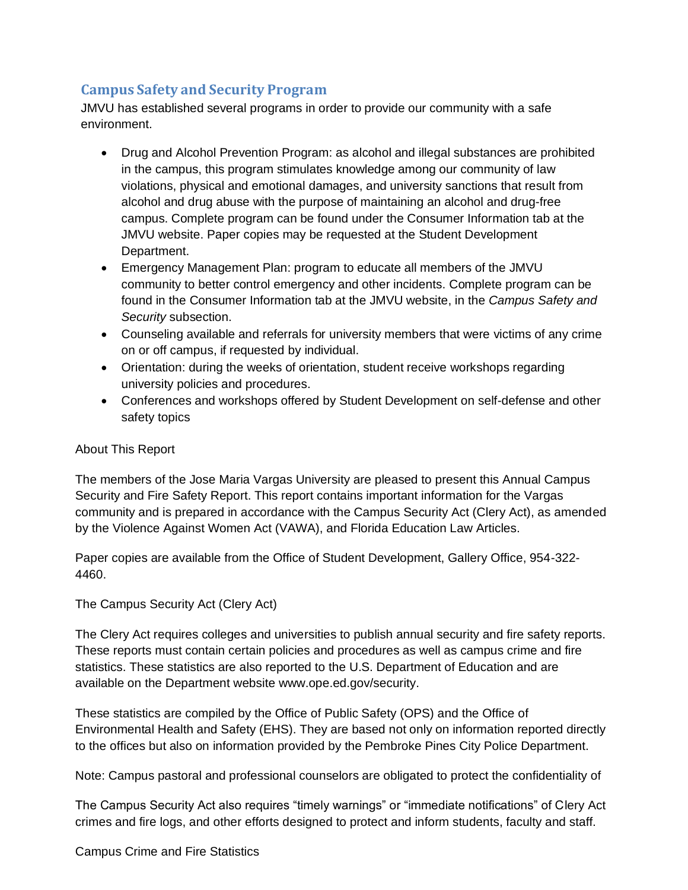## Campus Safety and Security Program

JMVU has established several programs in order to provide our community with a safe environment.

- Drug and Alcohol Prevention Program: as alcohol and illegal substances are prohibited in the campus, this program stimulates knowledge among our community of law violations, physical and emotional damages, and university sanctions that result from alcohol and drug abuse with the purpose of maintaining an alcohol and drug-free campus. Complete program can be found under the Consumer Information tab at the JMVU website. Paper copies may be requested at the Student Development Department.
- Emergency Management Plan: program to educate all members of the JMVU community to better control emergency and other incidents. Complete program can be found in the Consumer Information tab at the JMVU website, in the *Campus Safety and Security* subsection.
- Counseling available and referrals for university members that were victims of any crime on or off campus, if requested by individual.
- Orientation: during the weeks of orientation, student receive workshops regarding university policies and procedures.
- Conferences and workshops offered by Student Development on self-defense and other safety topics

About This Report

The members of the Jose Maria Vargas University are pleased to present this Annual Campus Security and Fire Safety Report. This report contains important information for the Vargas community and is prepared in accordance with the Campus Security Act (Clery Act), as amended by the Violence Against Women Act (VAWA), and Florida Education Law Articles.

Paper copies are available from the Office of Student Development, Gallery Office, 954-322-4460.

The Campus Security Act (Clery Act)

The Clery Act requires colleges and universities to publish annual security and fire safety reports. These reports must contain certain policies and procedures as well as campus crime and fire statistics. These statistics are also reported to the U.S. Department of Education and are available on the Department website www.ope.ed.gov/security.

These statistics are compiled by the Office of Public Safety (OPS) and the Office of Environmental Health and Safety (EHS). They are based not only on information reported directly to the offices but also on information provided by the Pembroke Pines City Police Department.

Note: Campus pastoral and professional counselors are obligated to protect the confidentiality of

The Campus Security Act also requires "timely warnings" or "immediate notifications" of Clery Act crimes and fire logs, and other efforts designed to protect and inform students, faculty and staff.

Campus Crime and Fire Statistics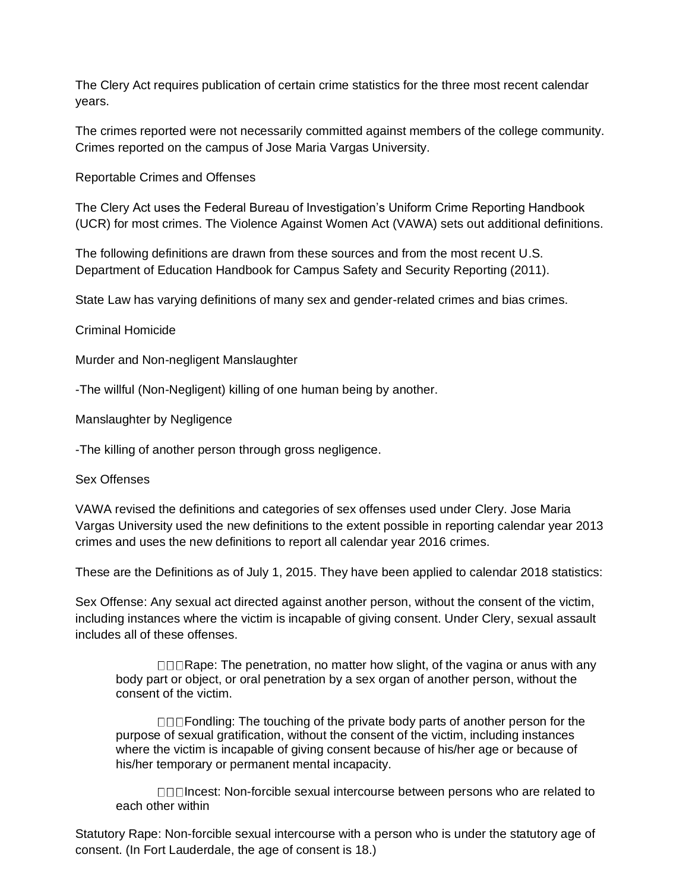The Clery Act requires publication of certain crime statistics for the three most recent calendar years.

The crimes reported were not necessarily committed against members of the college community. Crimes reported on the campus of Jose Maria Vargas University.

Reportable Crimes and Offenses

The Clery Act uses the Federal Bureau of Investigation's Uniform Crime Reporting Handbook (UCR) for most crimes. The Violence Against Women Act (VAWA) sets out additional definitions.

The following definitions are drawn from these sources and from the most recent U.S. Department of Education Handbook for Campus Safety and Security Reporting (2011).

State Law has varying definitions of many sex and gender-related crimes and bias crimes.

Criminal Homicide

Murder and Non-negligent Manslaughter

-The willful (Non-Negligent) killing of one human being by another.

Manslaughter by Negligence

-The killing of another person through gross negligence.

Sex Offenses

VAWA revised the definitions and categories of sex offenses used under Clery. Jose Maria Vargas University used the new definitions to the extent possible in reporting calendar year 2013 crimes and uses the new definitions to report all calendar year 2016 crimes.

These are the Definitions as of July 1, 2015. They have been applied to calendar 2018 statistics:

Sex Offense: Any sexual act directed against another person, without the consent of the victim, including instances where the victim is incapable of giving consent. Under Clery, sexual assault includes all of these offenses.

- Rape: The penetration, no matter how slight, of the vagina or anus with any body part or object, or oral penetration by a sex organ of another person, without the consent of the victim.
- Fondling: The touching of the private body parts of another person for the purpose of sexual gratification, without the consent of the victim, including instances where the victim is incapable of giving consent because of his/her age or because of his/her temporary or permanent mental incapacity.
- Incest: Non-forcible sexual intercourse between persons who are related to each other within

Statutory Rape: Non-forcible sexual intercourse with a person who is under the statutory age of consent. (In Fort Lauderdale, the age of consent is 18.)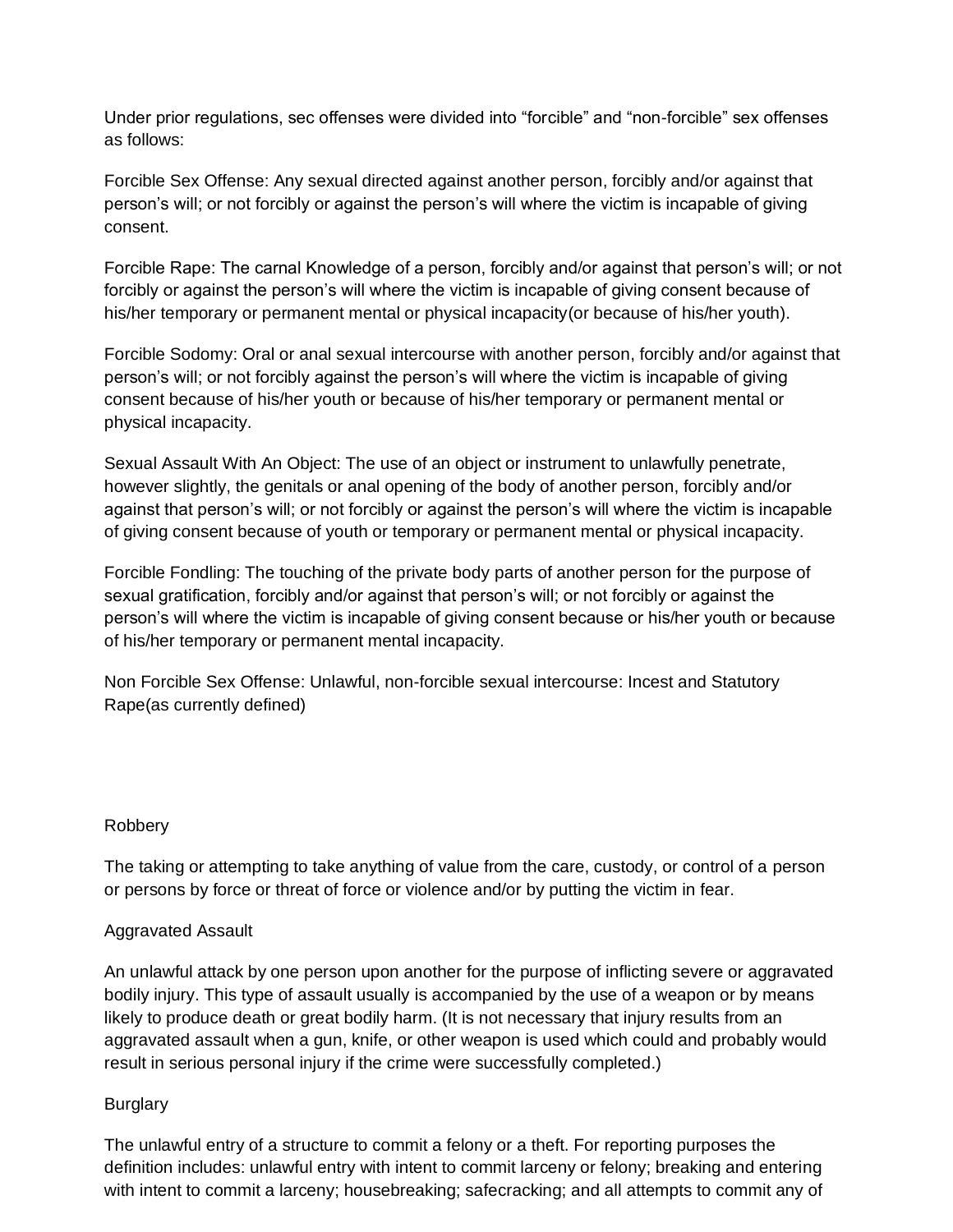Under prior regulations, sec offenses were divided into "forcible" and "non-forcible" sex offenses as follows:

Forcible Sex Offense: Any sexual directed against another person, forcibly and/or against that person's will; or not forcibly or against the person's will where the victim is incapable of giving consent.

Forcible Rape: The carnal Knowledge of a person, forcibly and/or against that person's will; or not forcibly or against the person's will where the victim is incapable of giving consent because of his/her temporary or permanent mental or physical incapacity(or because of his/her youth).

Forcible Sodomy: Oral or anal sexual intercourse with another person, forcibly and/or against that person's will; or not forcibly against the person's will where the victim is incapable of giving consent because of his/her youth or because of his/her temporary or permanent mental or physical incapacity.

Sexual Assault With An Object: The use of an object or instrument to unlawfully penetrate, however slightly, the genitals or anal opening of the body of another person, forcibly and/or against that person's will; or not forcibly or against the person's will where the victim is incapable of giving consent because of youth or temporary or permanent mental or physical incapacity.

Forcible Fondling: The touching of the private body parts of another person for the purpose of sexual gratification, forcibly and/or against that person's will; or not forcibly or against the person's will where the victim is incapable of giving consent because or his/her youth or because of his/her temporary or permanent mental incapacity.

Non Forcible Sex Offense: Unlawful, non-forcible sexual intercourse: Incest and Statutory Rape(as currently defined)

Robbery

The taking or attempting to take anything of value from the care, custody, or control of a person or persons by force or threat of force or violence and/or by putting the victim in fear.

Aggravated Assault

An unlawful attack by one person upon another for the purpose of inflicting severe or aggravated bodily injury. This type of assault usually is accompanied by the use of a weapon or by means likely to produce death or great bodily harm. (It is not necessary that injury results from an aggravated assault when a gun, knife, or other weapon is used which could and probably would result in serious personal injury if the crime were successfully completed.)

Burglary

The unlawful entry of a structure to commit a felony or a theft. For reporting purposes the definition includes: unlawful entry with intent to commit larceny or felony; breaking and entering with intent to commit a larceny; housebreaking; safecracking; and all attempts to commit any of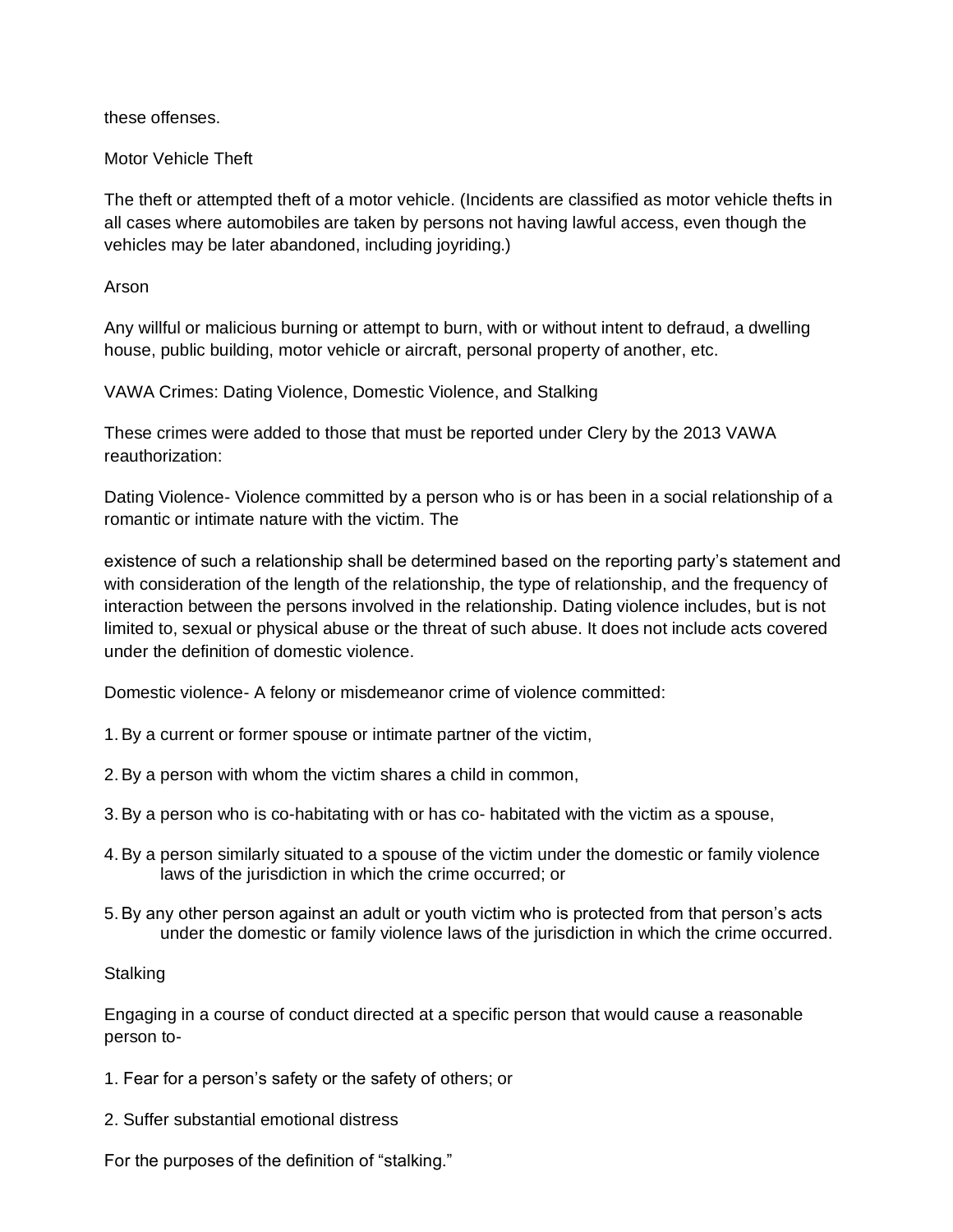these offenses.

Motor Vehicle Theft

The theft or attempted theft of a motor vehicle. (Incidents are classified as motor vehicle thefts in all cases where automobiles are taken by persons not having lawful access, even though the vehicles may be later abandoned, including joyriding.)

Arson

Any willful or malicious burning or attempt to burn, with or without intent to defraud, a dwelling house, public building, motor vehicle or aircraft, personal property of another, etc.

VAWA Crimes: Dating Violence, Domestic Violence, and Stalking

These crimes were added to those that must be reported under Clery by the 2013 VAWA reauthorization:

Dating Violence- Violence committed by a person who is or has been in a social relationship of a romantic or intimate nature with the victim. The

existence of such a relationship shall be determined based on the reporting party's statement and with consideration of the length of the relationship, the type of relationship, and the frequency of interaction between the persons involved in the relationship. Dating violence includes, but is not limited to, sexual or physical abuse or the threat of such abuse. It does not include acts covered under the definition of domestic violence.

Domestic violence- A felony or misdemeanor crime of violence committed:

1. By a current or former spouse or intimate partner of the victim,
2. By a person with whom the victim shares a child in common,
3. By a person who is co-habitating with or has co- habitated with the victim as a spouse,
4. By a person similarly situated to a spouse of the victim under the domestic or family violence laws of the jurisdiction in which the crime occurred; or
5. By any other person against an adult or youth victim who is protected from that person's acts under the domestic or family violence laws of the jurisdiction in which the crime occurred.

Stalking

Engaging in a course of conduct directed at a specific person that would cause a reasonable person to-

1. Fear for a person's safety or the safety of others; or
2. Suffer substantial emotional distress

For the purposes of the definition of "stalking."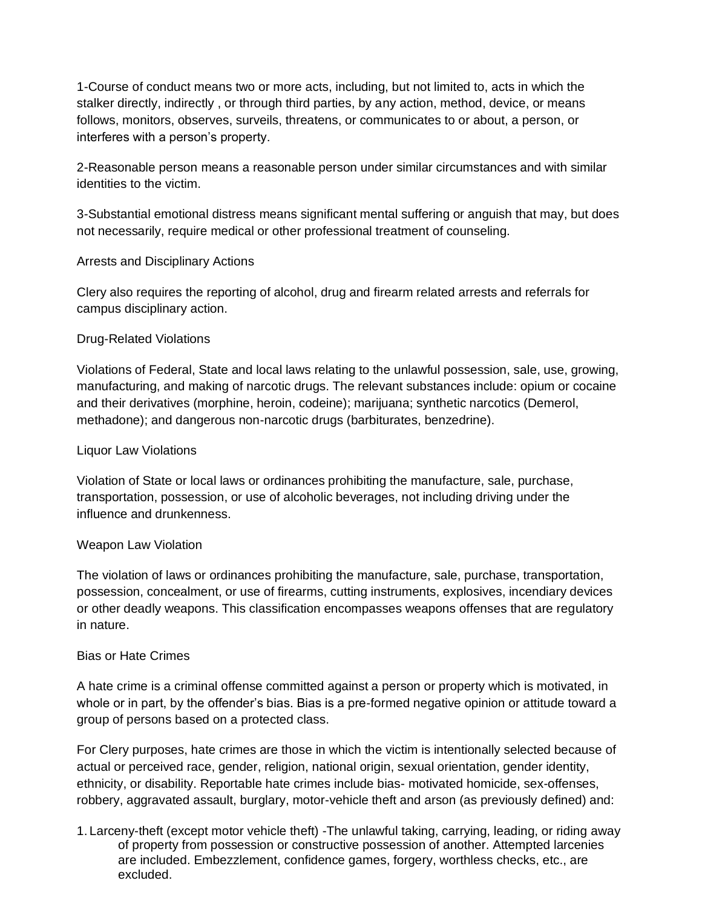1-Course of conduct means two or more acts, including, but not limited to, acts in which the stalker directly, indirectly , or through third parties, by any action, method, device, or means follows, monitors, observes, surveils, threatens, or communicates to or about, a person, or interferes with a person's property.

2-Reasonable person means a reasonable person under similar circumstances and with similar identities to the victim.

3-Substantial emotional distress means significant mental suffering or anguish that may, but does not necessarily, require medical or other professional treatment of counseling.

## Arrests and Disciplinary Actions

Clery also requires the reporting of alcohol, drug and firearm related arrests and referrals for campus disciplinary action.

### Drug-Related Violations

Violations of Federal, State and local laws relating to the unlawful possession, sale, use, growing, manufacturing, and making of narcotic drugs. The relevant substances include: opium or cocaine and their derivatives (morphine, heroin, codeine); marijuana; synthetic narcotics (Demerol, methadone); and dangerous non-narcotic drugs (barbiturates, benzedrine).

### Liquor Law Violations

Violation of State or local laws or ordinances prohibiting the manufacture, sale, purchase, transportation, possession, or use of alcoholic beverages, not including driving under the influence and drunkenness.

### Weapon Law Violation

The violation of laws or ordinances prohibiting the manufacture, sale, purchase, transportation, possession, concealment, or use of firearms, cutting instruments, explosives, incendiary devices or other deadly weapons. This classification encompasses weapons offenses that are regulatory in nature.

## Bias or Hate Crimes

A hate crime is a criminal offense committed against a person or property which is motivated, in whole or in part, by the offender's bias. Bias is a pre-formed negative opinion or attitude toward a group of persons based on a protected class.

For Clery purposes, hate crimes are those in which the victim is intentionally selected because of actual or perceived race, gender, religion, national origin, sexual orientation, gender identity, ethnicity, or disability. Reportable hate crimes include bias- motivated homicide, sex-offenses, robbery, aggravated assault, burglary, motor-vehicle theft and arson (as previously defined) and:

1. Larceny-theft (except motor vehicle theft) -The unlawful taking, carrying, leading, or riding away of property from possession or constructive possession of another. Attempted larcenies are included. Embezzlement, confidence games, forgery, worthless checks, etc., are excluded.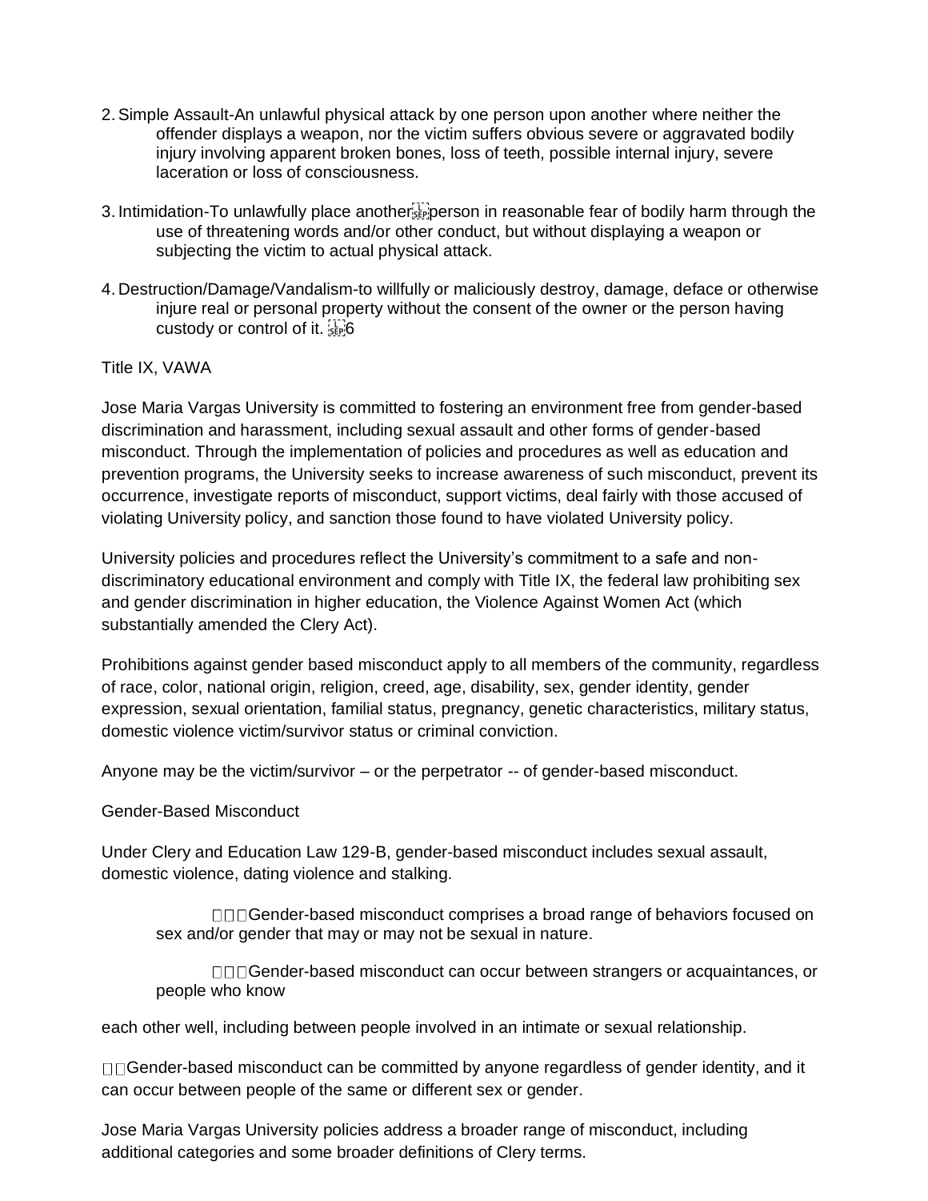2. Simple Assault-An unlawful physical attack by one person upon another where neither the offender displays a weapon, nor the victim suffers obvious severe or aggravated bodily injury involving apparent broken bones, loss of teeth, possible internal injury, severe laceration or loss of consciousness.

3. Intimidation-To unlawfully place another person in reasonable fear of bodily harm through the use of threatening words and/or other conduct, but without displaying a weapon or subjecting the victim to actual physical attack.

4. Destruction/Damage/Vandalism-to willfully or maliciously destroy, damage, deface or otherwise injure real or personal property without the consent of the owner or the person having custody or control of it. 6

Title IX, VAWA

Jose Maria Vargas University is committed to fostering an environment free from gender-based discrimination and harassment, including sexual assault and other forms of gender-based misconduct. Through the implementation of policies and procedures as well as education and prevention programs, the University seeks to increase awareness of such misconduct, prevent its occurrence, investigate reports of misconduct, support victims, deal fairly with those accused of violating University policy, and sanction those found to have violated University policy.

University policies and procedures reflect the University's commitment to a safe and non-discriminatory educational environment and comply with Title IX, the federal law prohibiting sex and gender discrimination in higher education, the Violence Against Women Act (which substantially amended the Clery Act).

Prohibitions against gender based misconduct apply to all members of the community, regardless of race, color, national origin, religion, creed, age, disability, sex, gender identity, gender expression, sexual orientation, familial status, pregnancy, genetic characteristics, military status, domestic violence victim/survivor status or criminal conviction.

Anyone may be the victim/survivor – or the perpetrator -- of gender-based misconduct.

Gender-Based Misconduct

Under Clery and Education Law 129-B, gender-based misconduct includes sexual assault, domestic violence, dating violence and stalking.

- Gender-based misconduct comprises a broad range of behaviors focused on sex and/or gender that may or may not be sexual in nature.
- Gender-based misconduct can occur between strangers or acquaintances, or people who know each other well, including between people involved in an intimate or sexual relationship.
- Gender-based misconduct can be committed by anyone regardless of gender identity, and it can occur between people of the same or different sex or gender.

Jose Maria Vargas University policies address a broader range of misconduct, including additional categories and some broader definitions of Clery terms.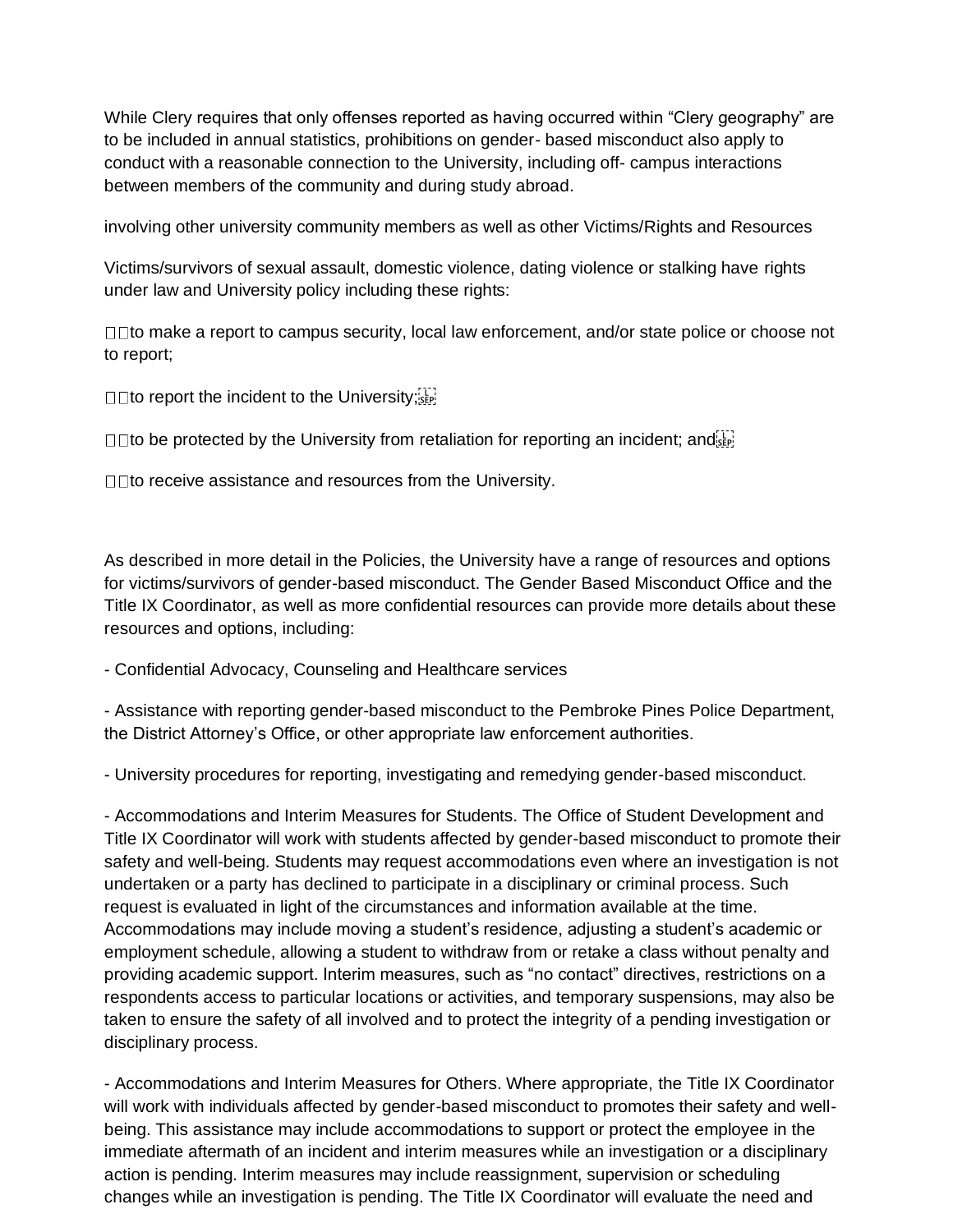While Clery requires that only offenses reported as having occurred within “Clery geography” are to be included in annual statistics, prohibitions on gender- based misconduct also apply to conduct with a reasonable connection to the University, including off- campus interactions between members of the community and during study abroad.

involving other university community members as well as other Victims/Rights and Resources

Victims/survivors of sexual assault, domestic violence, dating violence or stalking have rights under law and University policy including these rights:

- to make a report to campus security, local law enforcement, and/or state police or choose not to report;
- to report the incident to the University;
- to be protected by the University from retaliation for reporting an incident; and
- to receive assistance and resources from the University.

As described in more detail in the Policies, the University have a range of resources and options for victims/survivors of gender-based misconduct. The Gender Based Misconduct Office and the Title IX Coordinator, as well as more confidential resources can provide more details about these resources and options, including:

- Confidential Advocacy, Counseling and Healthcare services
- Assistance with reporting gender-based misconduct to the Pembroke Pines Police Department, the District Attorney’s Office, or other appropriate law enforcement authorities.
- University procedures for reporting, investigating and remedying gender-based misconduct.
- Accommodations and Interim Measures for Students. The Office of Student Development and Title IX Coordinator will work with students affected by gender-based misconduct to promote their safety and well-being. Students may request accommodations even where an investigation is not undertaken or a party has declined to participate in a disciplinary or criminal process. Such request is evaluated in light of the circumstances and information available at the time. Accommodations may include moving a student’s residence, adjusting a student’s academic or employment schedule, allowing a student to withdraw from or retake a class without penalty and providing academic support. Interim measures, such as “no contact” directives, restrictions on a respondents access to particular locations or activities, and temporary suspensions, may also be taken to ensure the safety of all involved and to protect the integrity of a pending investigation or disciplinary process.
- Accommodations and Interim Measures for Others. Where appropriate, the Title IX Coordinator will work with individuals affected by gender-based misconduct to promotes their safety and well-being. This assistance may include accommodations to support or protect the employee in the immediate aftermath of an incident and interim measures while an investigation or a disciplinary action is pending. Interim measures may include reassignment, supervision or scheduling changes while an investigation is pending. The Title IX Coordinator will evaluate the need and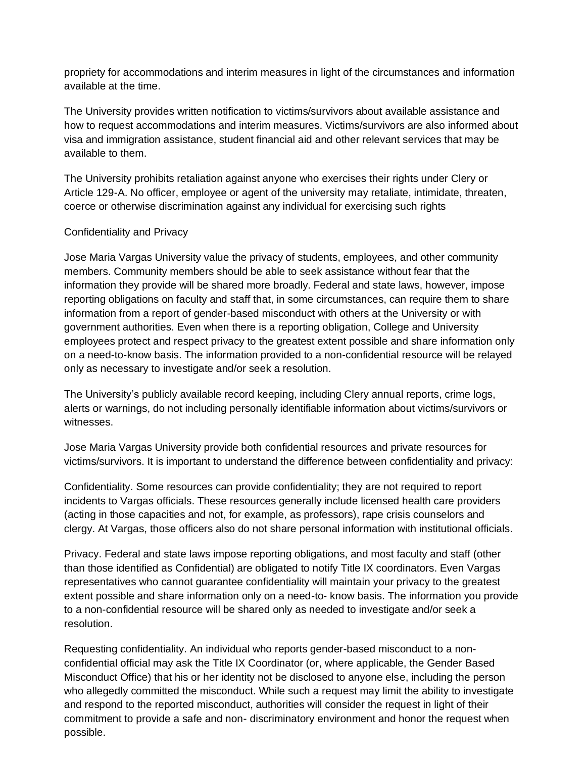propriety for accommodations and interim measures in light of the circumstances and information available at the time.

The University provides written notification to victims/survivors about available assistance and how to request accommodations and interim measures. Victims/survivors are also informed about visa and immigration assistance, student financial aid and other relevant services that may be available to them.

The University prohibits retaliation against anyone who exercises their rights under Clery or Article 129-A. No officer, employee or agent of the university may retaliate, intimidate, threaten, coerce or otherwise discrimination against any individual for exercising such rights

## Confidentiality and Privacy

Jose Maria Vargas University value the privacy of students, employees, and other community members. Community members should be able to seek assistance without fear that the information they provide will be shared more broadly. Federal and state laws, however, impose reporting obligations on faculty and staff that, in some circumstances, can require them to share information from a report of gender-based misconduct with others at the University or with government authorities. Even when there is a reporting obligation, College and University employees protect and respect privacy to the greatest extent possible and share information only on a need-to-know basis. The information provided to a non-confidential resource will be relayed only as necessary to investigate and/or seek a resolution.

The University's publicly available record keeping, including Clery annual reports, crime logs, alerts or warnings, do not including personally identifiable information about victims/survivors or witnesses.

Jose Maria Vargas University provide both confidential resources and private resources for victims/survivors. It is important to understand the difference between confidentiality and privacy:

Confidentiality. Some resources can provide confidentiality; they are not required to report incidents to Vargas officials. These resources generally include licensed health care providers (acting in those capacities and not, for example, as professors), rape crisis counselors and clergy. At Vargas, those officers also do not share personal information with institutional officials.

Privacy. Federal and state laws impose reporting obligations, and most faculty and staff (other than those identified as Confidential) are obligated to notify Title IX coordinators. Even Vargas representatives who cannot guarantee confidentiality will maintain your privacy to the greatest extent possible and share information only on a need-to- know basis. The information you provide to a non-confidential resource will be shared only as needed to investigate and/or seek a resolution.

Requesting confidentiality. An individual who reports gender-based misconduct to a non-confidential official may ask the Title IX Coordinator (or, where applicable, the Gender Based Misconduct Office) that his or her identity not be disclosed to anyone else, including the person who allegedly committed the misconduct. While such a request may limit the ability to investigate and respond to the reported misconduct, authorities will consider the request in light of their commitment to provide a safe and non- discriminatory environment and honor the request when possible.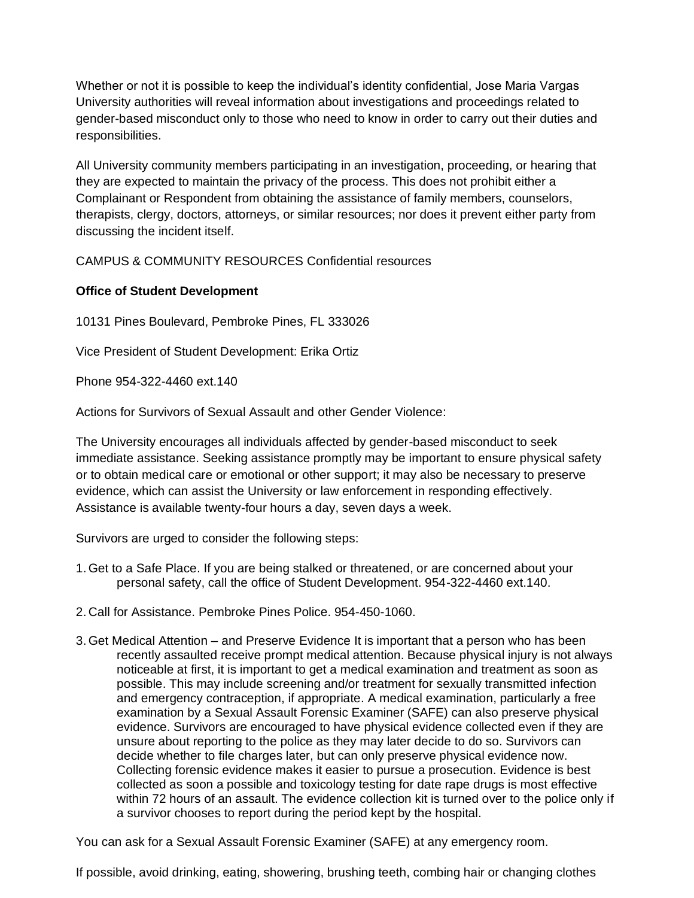Whether or not it is possible to keep the individual's identity confidential, Jose Maria Vargas University authorities will reveal information about investigations and proceedings related to gender-based misconduct only to those who need to know in order to carry out their duties and responsibilities.

All University community members participating in an investigation, proceeding, or hearing that they are expected to maintain the privacy of the process. This does not prohibit either a Complainant or Respondent from obtaining the assistance of family members, counselors, therapists, clergy, doctors, attorneys, or similar resources; nor does it prevent either party from discussing the incident itself.

CAMPUS & COMMUNITY RESOURCES Confidential resources

**Office of Student Development**

10131 Pines Boulevard, Pembroke Pines, FL 333026

Vice President of Student Development: Erika Ortiz

Phone 954-322-4460 ext.140

Actions for Survivors of Sexual Assault and other Gender Violence:

The University encourages all individuals affected by gender-based misconduct to seek immediate assistance. Seeking assistance promptly may be important to ensure physical safety or to obtain medical care or emotional or other support; it may also be necessary to preserve evidence, which can assist the University or law enforcement in responding effectively. Assistance is available twenty-four hours a day, seven days a week.

Survivors are urged to consider the following steps:

1. Get to a Safe Place. If you are being stalked or threatened, or are concerned about your personal safety, call the office of Student Development. 954-322-4460 ext.140.
2. Call for Assistance. Pembroke Pines Police. 954-450-1060.
3. Get Medical Attention – and Preserve Evidence It is important that a person who has been recently assaulted receive prompt medical attention. Because physical injury is not always noticeable at first, it is important to get a medical examination and treatment as soon as possible. This may include screening and/or treatment for sexually transmitted infection and emergency contraception, if appropriate. A medical examination, particularly a free examination by a Sexual Assault Forensic Examiner (SAFE) can also preserve physical evidence. Survivors are encouraged to have physical evidence collected even if they are unsure about reporting to the police as they may later decide to do so. Survivors can decide whether to file charges later, but can only preserve physical evidence now. Collecting forensic evidence makes it easier to pursue a prosecution. Evidence is best collected as soon a possible and toxicology testing for date rape drugs is most effective within 72 hours of an assault. The evidence collection kit is turned over to the police only if a survivor chooses to report during the period kept by the hospital.

You can ask for a Sexual Assault Forensic Examiner (SAFE) at any emergency room.

If possible, avoid drinking, eating, showering, brushing teeth, combing hair or changing clothes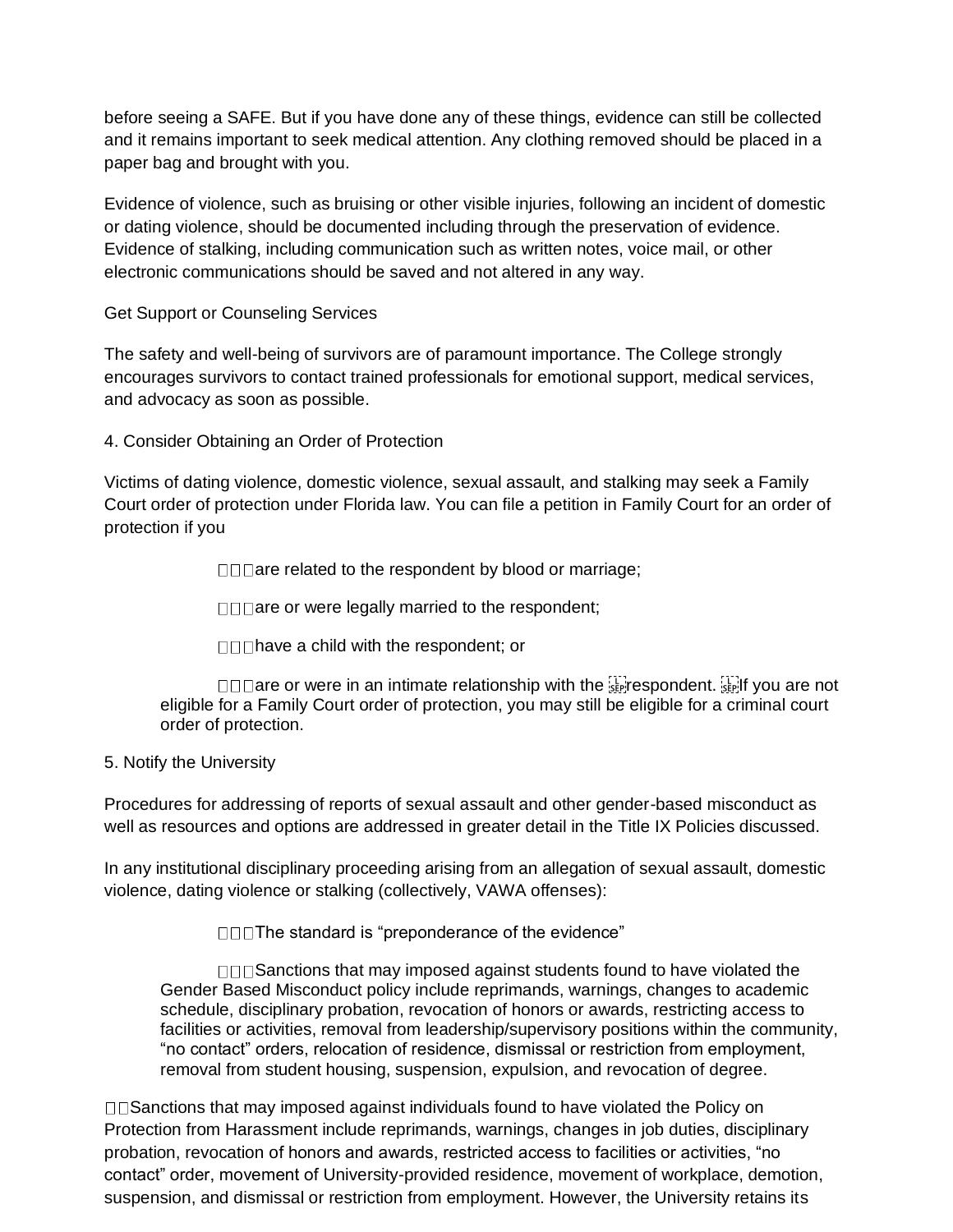before seeing a SAFE. But if you have done any of these things, evidence can still be collected and it remains important to seek medical attention. Any clothing removed should be placed in a paper bag and brought with you.

Evidence of violence, such as bruising or other visible injuries, following an incident of domestic or dating violence, should be documented including through the preservation of evidence. Evidence of stalking, including communication such as written notes, voice mail, or other electronic communications should be saved and not altered in any way.

Get Support or Counseling Services

The safety and well-being of survivors are of paramount importance. The College strongly encourages survivors to contact trained professionals for emotional support, medical services, and advocacy as soon as possible.

4. Consider Obtaining an Order of Protection

Victims of dating violence, domestic violence, sexual assault, and stalking may seek a Family Court order of protection under Florida law. You can file a petition in Family Court for an order of protection if you

- are related to the respondent by blood or marriage;
- are or were legally married to the respondent;
- have a child with the respondent; or
- are or were in an intimate relationship with the respondent. If you are not eligible for a Family Court order of protection, you may still be eligible for a criminal court order of protection.

5. Notify the University

Procedures for addressing of reports of sexual assault and other gender-based misconduct as well as resources and options are addressed in greater detail in the Title IX Policies discussed.

In any institutional disciplinary proceeding arising from an allegation of sexual assault, domestic violence, dating violence or stalking (collectively, VAWA offenses):

- The standard is “preponderance of the evidence”
- Sanctions that may imposed against students found to have violated the Gender Based Misconduct policy include reprimands, warnings, changes to academic schedule, disciplinary probation, revocation of honors or awards, restricting access to facilities or activities, removal from leadership/supervisory positions within the community, “no contact” orders, relocation of residence, dismissal or restriction from employment, removal from student housing, suspension, expulsion, and revocation of degree.

Sanctions that may imposed against individuals found to have violated the Policy on Protection from Harassment include reprimands, warnings, changes in job duties, disciplinary probation, revocation of honors and awards, restricted access to facilities or activities, “no contact” order, movement of University-provided residence, movement of workplace, demotion, suspension, and dismissal or restriction from employment. However, the University retains its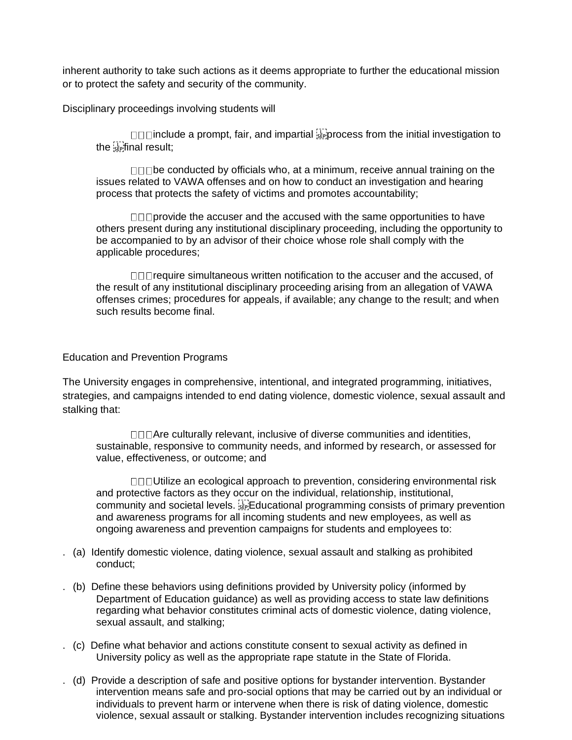inherent authority to take such actions as it deems appropriate to further the educational mission or to protect the safety and security of the community.

Disciplinary proceedings involving students will

- include a prompt, fair, and impartial process from the initial investigation to the final result;

- be conducted by officials who, at a minimum, receive annual training on the issues related to VAWA offenses and on how to conduct an investigation and hearing process that protects the safety of victims and promotes accountability;

- provide the accuser and the accused with the same opportunities to have others present during any institutional disciplinary proceeding, including the opportunity to be accompanied to by an advisor of their choice whose role shall comply with the applicable procedures;

- require simultaneous written notification to the accuser and the accused, of the result of any institutional disciplinary proceeding arising from an allegation of VAWA offenses crimes; procedures for appeals, if available; any change to the result; and when such results become final.

Education and Prevention Programs

The University engages in comprehensive, intentional, and integrated programming, initiatives, strategies, and campaigns intended to end dating violence, domestic violence, sexual assault and stalking that:

- Are culturally relevant, inclusive of diverse communities and identities, sustainable, responsive to community needs, and informed by research, or assessed for value, effectiveness, or outcome; and

- Utilize an ecological approach to prevention, considering environmental risk and protective factors as they occur on the individual, relationship, institutional, community and societal levels. Educational programming consists of primary prevention and awareness programs for all incoming students and new employees, as well as ongoing awareness and prevention campaigns for students and employees to:

. (a) Identify domestic violence, dating violence, sexual assault and stalking as prohibited conduct;

. (b) Define these behaviors using definitions provided by University policy (informed by Department of Education guidance) as well as providing access to state law definitions regarding what behavior constitutes criminal acts of domestic violence, dating violence, sexual assault, and stalking;

. (c) Define what behavior and actions constitute consent to sexual activity as defined in University policy as well as the appropriate rape statute in the State of Florida.

. (d) Provide a description of safe and positive options for bystander intervention. Bystander intervention means safe and pro-social options that may be carried out by an individual or individuals to prevent harm or intervene when there is risk of dating violence, domestic violence, sexual assault or stalking. Bystander intervention includes recognizing situations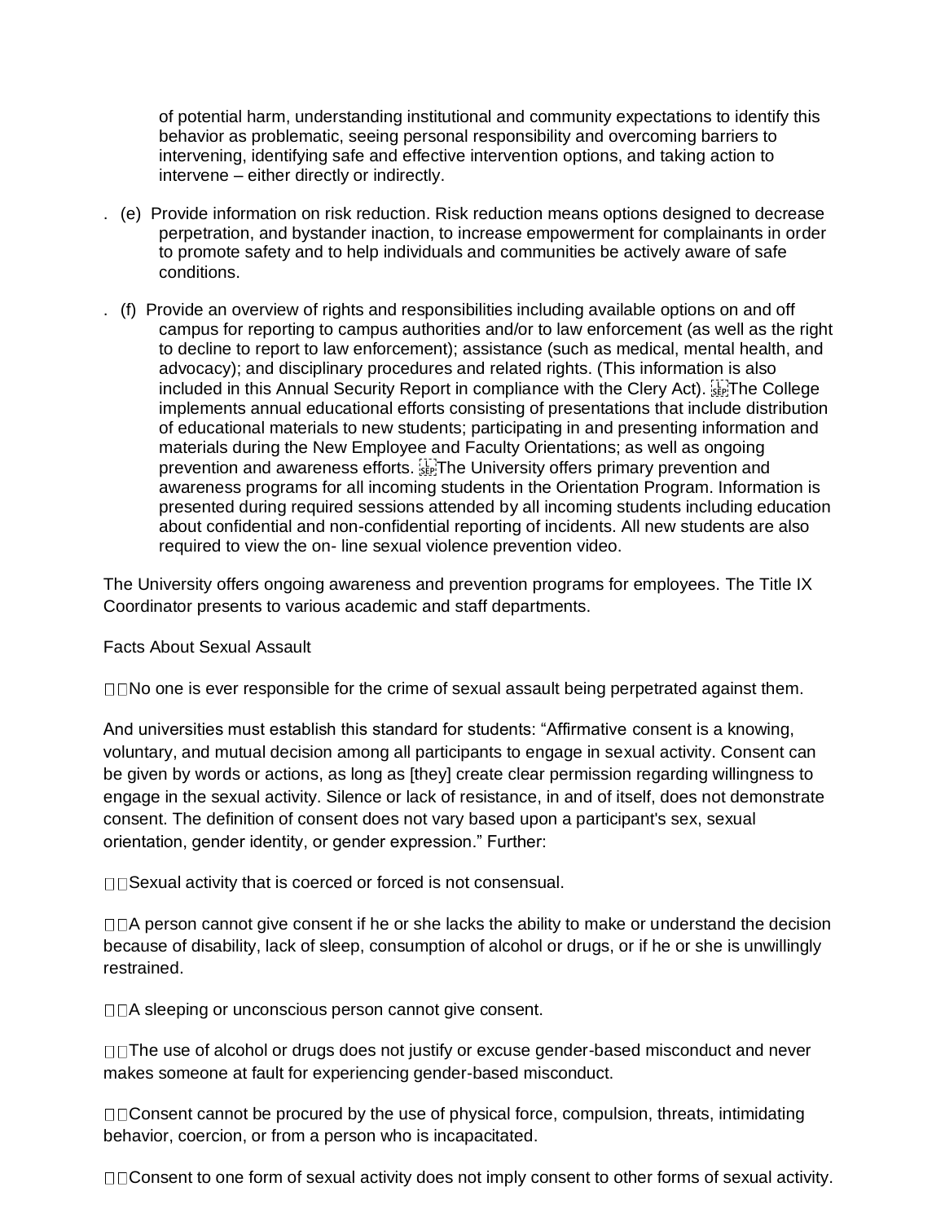of potential harm, understanding institutional and community expectations to identify this behavior as problematic, seeing personal responsibility and overcoming barriers to intervening, identifying safe and effective intervention options, and taking action to intervene – either directly or indirectly.

. (e) Provide information on risk reduction. Risk reduction means options designed to decrease perpetration, and bystander inaction, to increase empowerment for complainants in order to promote safety and to help individuals and communities be actively aware of safe conditions.

. (f) Provide an overview of rights and responsibilities including available options on and off campus for reporting to campus authorities and/or to law enforcement (as well as the right to decline to report to law enforcement); assistance (such as medical, mental health, and advocacy); and disciplinary procedures and related rights. (This information is also included in this Annual Security Report in compliance with the Clery Act). The College implements annual educational efforts consisting of presentations that include distribution of educational materials to new students; participating in and presenting information and materials during the New Employee and Faculty Orientations; as well as ongoing prevention and awareness efforts. The University offers primary prevention and awareness programs for all incoming students in the Orientation Program. Information is presented during required sessions attended by all incoming students including education about confidential and non-confidential reporting of incidents. All new students are also required to view the on- line sexual violence prevention video.

The University offers ongoing awareness and prevention programs for employees. The Title IX Coordinator presents to various academic and staff departments.

Facts About Sexual Assault

- No one is ever responsible for the crime of sexual assault being perpetrated against them.

And universities must establish this standard for students: "Affirmative consent is a knowing, voluntary, and mutual decision among all participants to engage in sexual activity. Consent can be given by words or actions, as long as [they] create clear permission regarding willingness to engage in the sexual activity. Silence or lack of resistance, in and of itself, does not demonstrate consent. The definition of consent does not vary based upon a participant's sex, sexual orientation, gender identity, or gender expression." Further:

- Sexual activity that is coerced or forced is not consensual.

- A person cannot give consent if he or she lacks the ability to make or understand the decision because of disability, lack of sleep, consumption of alcohol or drugs, or if he or she is unwillingly restrained.

- A sleeping or unconscious person cannot give consent.

- The use of alcohol or drugs does not justify or excuse gender-based misconduct and never makes someone at fault for experiencing gender-based misconduct.

- Consent cannot be procured by the use of physical force, compulsion, threats, intimidating behavior, coercion, or from a person who is incapacitated.

- Consent to one form of sexual activity does not imply consent to other forms of sexual activity.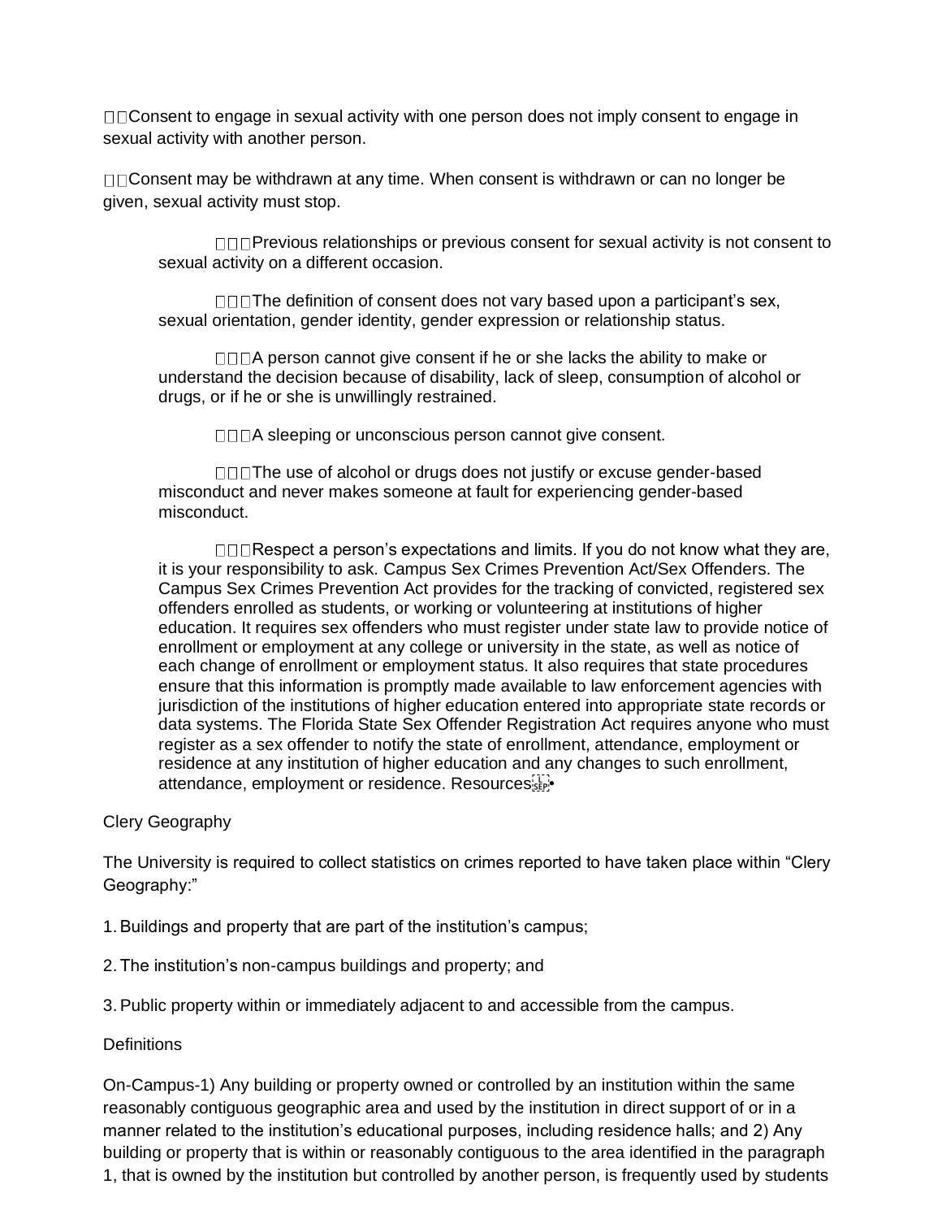- Consent to engage in sexual activity with one person does not imply consent to engage in sexual activity with another person.

- Consent may be withdrawn at any time. When consent is withdrawn or can no longer be given, sexual activity must stop.

  - Previous relationships or previous consent for sexual activity is not consent to sexual activity on a different occasion.

  - The definition of consent does not vary based upon a participant's sex, sexual orientation, gender identity, gender expression or relationship status.

  - A person cannot give consent if he or she lacks the ability to make or understand the decision because of disability, lack of sleep, consumption of alcohol or drugs, or if he or she is unwillingly restrained.

  - A sleeping or unconscious person cannot give consent.

  - The use of alcohol or drugs does not justify or excuse gender-based misconduct and never makes someone at fault for experiencing gender-based misconduct.

  - Respect a person's expectations and limits. If you do not know what they are, it is your responsibility to ask. Campus Sex Crimes Prevention Act/Sex Offenders. The Campus Sex Crimes Prevention Act provides for the tracking of convicted, registered sex offenders enrolled as students, or working or volunteering at institutions of higher education. It requires sex offenders who must register under state law to provide notice of enrollment or employment at any college or university in the state, as well as notice of each change of enrollment or employment status. It also requires that state procedures ensure that this information is promptly made available to law enforcement agencies with jurisdiction of the institutions of higher education entered into appropriate state records or data systems. The Florida State Sex Offender Registration Act requires anyone who must register as a sex offender to notify the state of enrollment, attendance, employment or residence at any institution of higher education and any changes to such enrollment, attendance, employment or residence. Resources •

Clery Geography

The University is required to collect statistics on crimes reported to have taken place within "Clery Geography:"

1. Buildings and property that are part of the institution's campus;

2. The institution's non-campus buildings and property; and

3. Public property within or immediately adjacent to and accessible from the campus.

Definitions

On-Campus-1) Any building or property owned or controlled by an institution within the same reasonably contiguous geographic area and used by the institution in direct support of or in a manner related to the institution's educational purposes, including residence halls; and 2) Any building or property that is within or reasonably contiguous to the area identified in the paragraph 1, that is owned by the institution but controlled by another person, is frequently used by students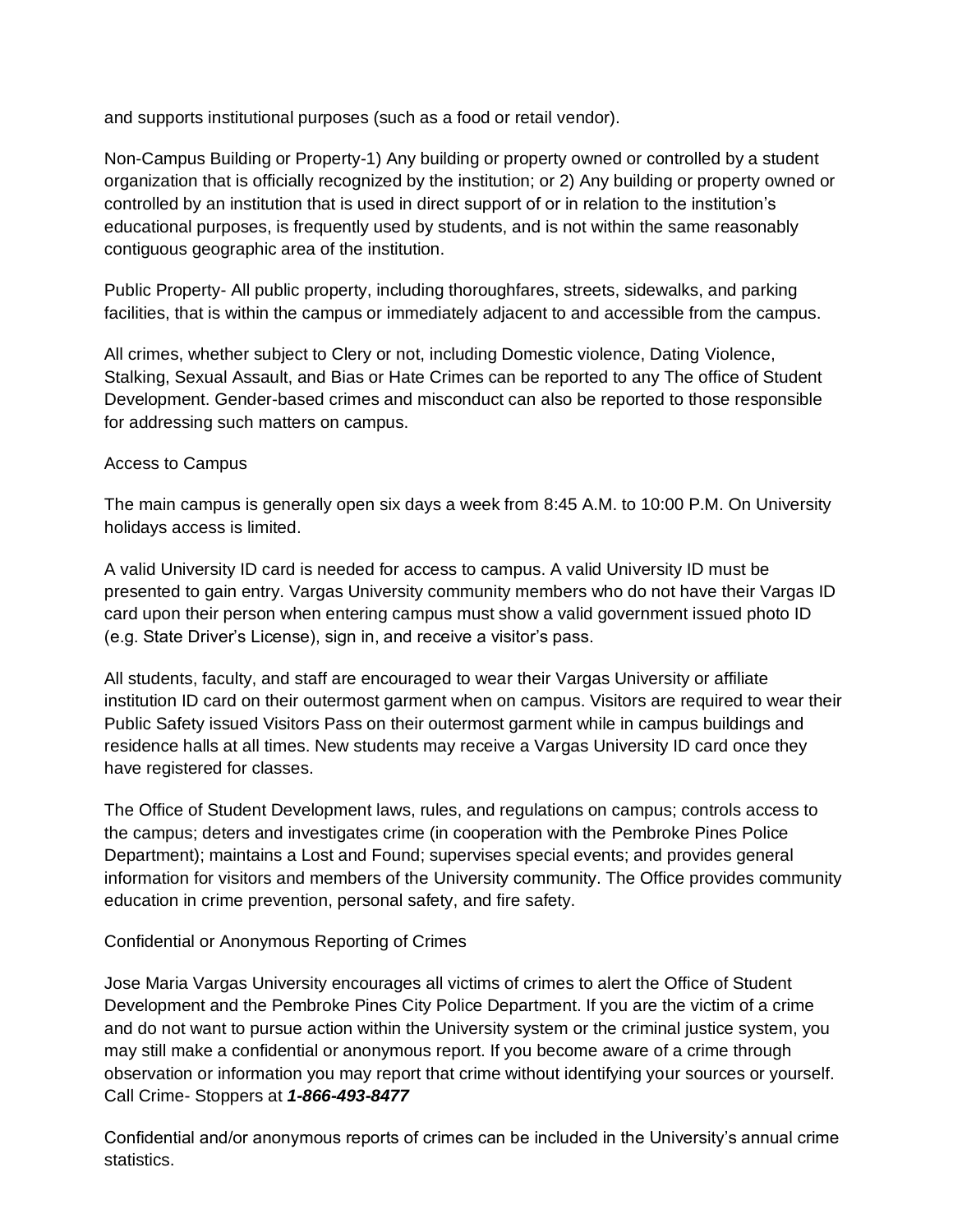and supports institutional purposes (such as a food or retail vendor).

Non-Campus Building or Property-1) Any building or property owned or controlled by a student organization that is officially recognized by the institution; or 2) Any building or property owned or controlled by an institution that is used in direct support of or in relation to the institution's educational purposes, is frequently used by students, and is not within the same reasonably contiguous geographic area of the institution.

Public Property- All public property, including thoroughfares, streets, sidewalks, and parking facilities, that is within the campus or immediately adjacent to and accessible from the campus.

All crimes, whether subject to Clery or not, including Domestic violence, Dating Violence, Stalking, Sexual Assault, and Bias or Hate Crimes can be reported to any The office of Student Development. Gender-based crimes and misconduct can also be reported to those responsible for addressing such matters on campus.

## Access to Campus

The main campus is generally open six days a week from 8:45 A.M. to 10:00 P.M. On University holidays access is limited.

A valid University ID card is needed for access to campus. A valid University ID must be presented to gain entry. Vargas University community members who do not have their Vargas ID card upon their person when entering campus must show a valid government issued photo ID (e.g. State Driver's License), sign in, and receive a visitor's pass.

All students, faculty, and staff are encouraged to wear their Vargas University or affiliate institution ID card on their outermost garment when on campus. Visitors are required to wear their Public Safety issued Visitors Pass on their outermost garment while in campus buildings and residence halls at all times. New students may receive a Vargas University ID card once they have registered for classes.

The Office of Student Development laws, rules, and regulations on campus; controls access to the campus; deters and investigates crime (in cooperation with the Pembroke Pines Police Department); maintains a Lost and Found; supervises special events; and provides general information for visitors and members of the University community. The Office provides community education in crime prevention, personal safety, and fire safety.

## Confidential or Anonymous Reporting of Crimes

Jose Maria Vargas University encourages all victims of crimes to alert the Office of Student Development and the Pembroke Pines City Police Department. If you are the victim of a crime and do not want to pursue action within the University system or the criminal justice system, you may still make a confidential or anonymous report. If you become aware of a crime through observation or information you may report that crime without identifying your sources or yourself. Call Crime- Stoppers at ***1-866-493-8477***

Confidential and/or anonymous reports of crimes can be included in the University's annual crime statistics.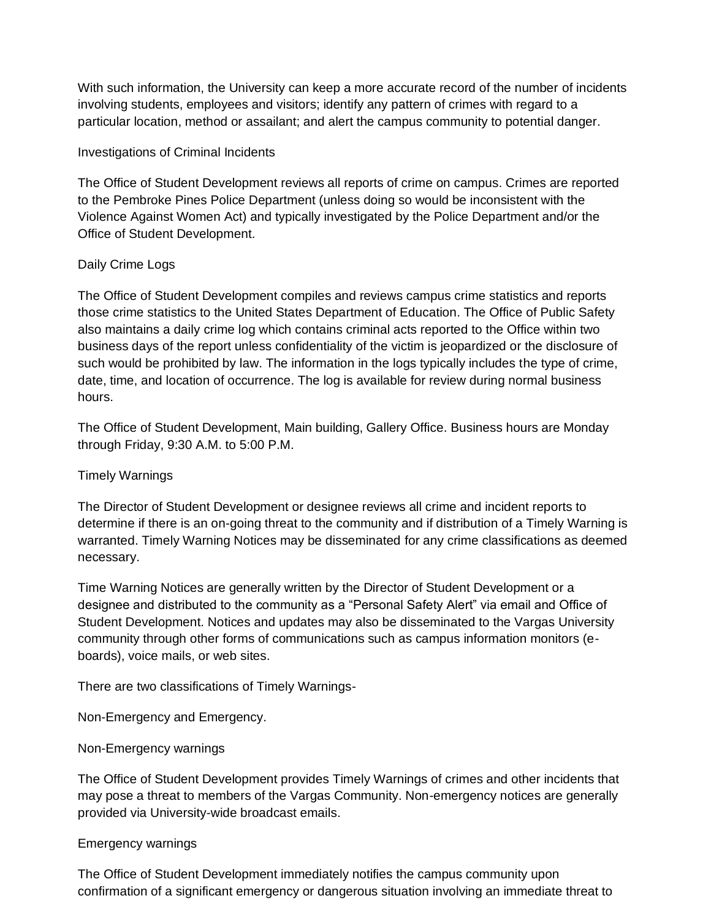With such information, the University can keep a more accurate record of the number of incidents involving students, employees and visitors; identify any pattern of crimes with regard to a particular location, method or assailant; and alert the campus community to potential danger.

## Investigations of Criminal Incidents

The Office of Student Development reviews all reports of crime on campus. Crimes are reported to the Pembroke Pines Police Department (unless doing so would be inconsistent with the Violence Against Women Act) and typically investigated by the Police Department and/or the Office of Student Development.

## Daily Crime Logs

The Office of Student Development compiles and reviews campus crime statistics and reports those crime statistics to the United States Department of Education. The Office of Public Safety also maintains a daily crime log which contains criminal acts reported to the Office within two business days of the report unless confidentiality of the victim is jeopardized or the disclosure of such would be prohibited by law. The information in the logs typically includes the type of crime, date, time, and location of occurrence. The log is available for review during normal business hours.

The Office of Student Development, Main building, Gallery Office. Business hours are Monday through Friday, 9:30 A.M. to 5:00 P.M.

## Timely Warnings

The Director of Student Development or designee reviews all crime and incident reports to determine if there is an on-going threat to the community and if distribution of a Timely Warning is warranted. Timely Warning Notices may be disseminated for any crime classifications as deemed necessary.

Time Warning Notices are generally written by the Director of Student Development or a designee and distributed to the community as a "Personal Safety Alert" via email and Office of Student Development. Notices and updates may also be disseminated to the Vargas University community through other forms of communications such as campus information monitors (e-boards), voice mails, or web sites.

There are two classifications of Timely Warnings-

Non-Emergency and Emergency.

### Non-Emergency warnings

The Office of Student Development provides Timely Warnings of crimes and other incidents that may pose a threat to members of the Vargas Community. Non-emergency notices are generally provided via University-wide broadcast emails.

### Emergency warnings

The Office of Student Development immediately notifies the campus community upon confirmation of a significant emergency or dangerous situation involving an immediate threat to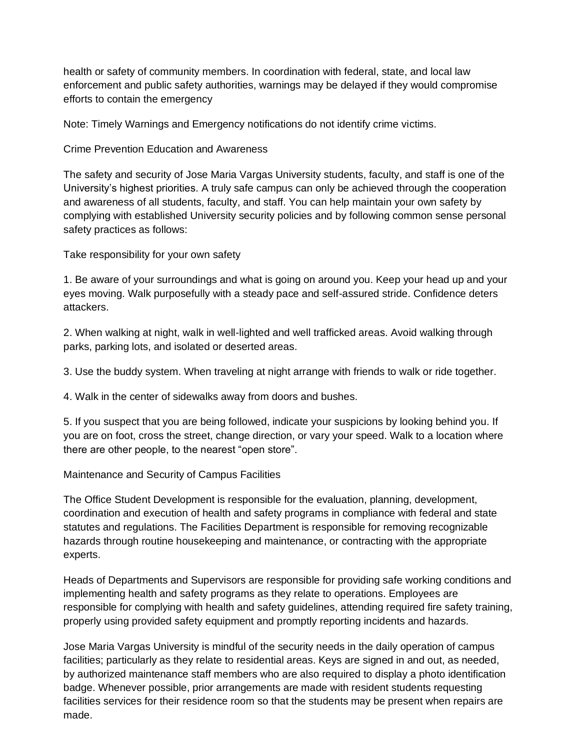health or safety of community members. In coordination with federal, state, and local law enforcement and public safety authorities, warnings may be delayed if they would compromise efforts to contain the emergency

Note: Timely Warnings and Emergency notifications do not identify crime victims.

## Crime Prevention Education and Awareness

The safety and security of Jose Maria Vargas University students, faculty, and staff is one of the University's highest priorities. A truly safe campus can only be achieved through the cooperation and awareness of all students, faculty, and staff. You can help maintain your own safety by complying with established University security policies and by following common sense personal safety practices as follows:

### Take responsibility for your own safety

1. Be aware of your surroundings and what is going on around you. Keep your head up and your eyes moving. Walk purposefully with a steady pace and self-assured stride. Confidence deters attackers.

2. When walking at night, walk in well-lighted and well trafficked areas. Avoid walking through parks, parking lots, and isolated or deserted areas.

3. Use the buddy system. When traveling at night arrange with friends to walk or ride together.

4. Walk in the center of sidewalks away from doors and bushes.

5. If you suspect that you are being followed, indicate your suspicions by looking behind you. If you are on foot, cross the street, change direction, or vary your speed. Walk to a location where there are other people, to the nearest "open store".

## Maintenance and Security of Campus Facilities

The Office Student Development is responsible for the evaluation, planning, development, coordination and execution of health and safety programs in compliance with federal and state statutes and regulations. The Facilities Department is responsible for removing recognizable hazards through routine housekeeping and maintenance, or contracting with the appropriate experts.

Heads of Departments and Supervisors are responsible for providing safe working conditions and implementing health and safety programs as they relate to operations. Employees are responsible for complying with health and safety guidelines, attending required fire safety training, properly using provided safety equipment and promptly reporting incidents and hazards.

Jose Maria Vargas University is mindful of the security needs in the daily operation of campus facilities; particularly as they relate to residential areas. Keys are signed in and out, as needed, by authorized maintenance staff members who are also required to display a photo identification badge. Whenever possible, prior arrangements are made with resident students requesting facilities services for their residence room so that the students may be present when repairs are made.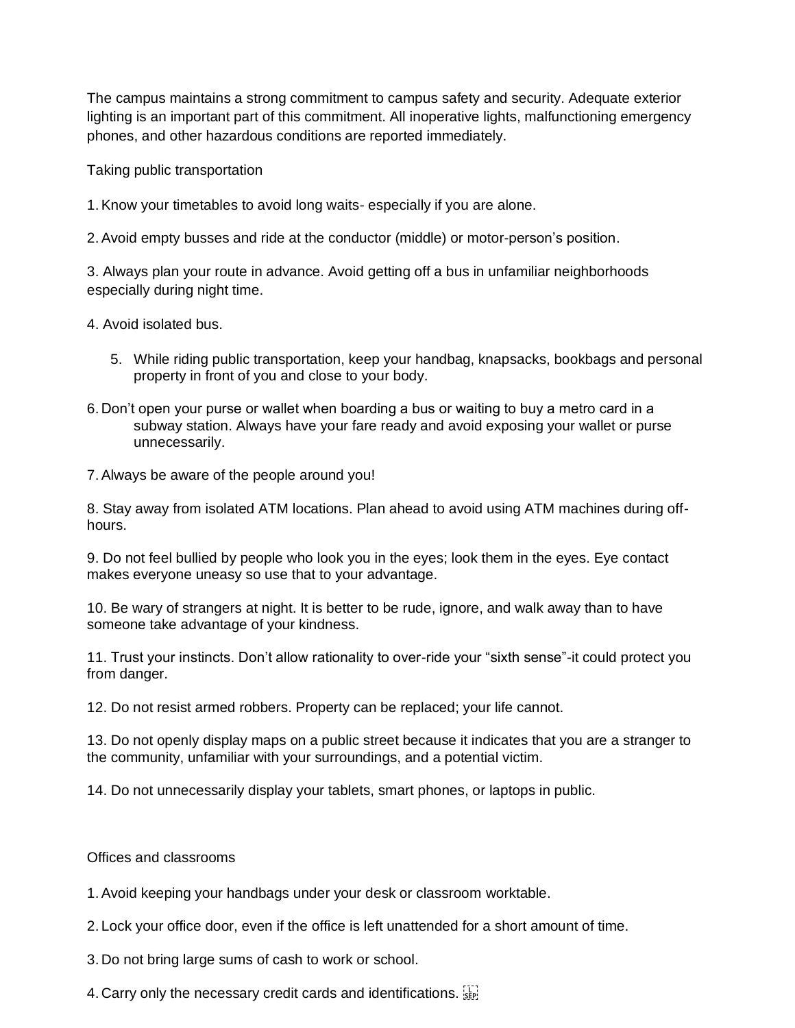The campus maintains a strong commitment to campus safety and security. Adequate exterior lighting is an important part of this commitment. All inoperative lights, malfunctioning emergency phones, and other hazardous conditions are reported immediately.

Taking public transportation

1. Know your timetables to avoid long waits- especially if you are alone.

2. Avoid empty busses and ride at the conductor (middle) or motor-person's position.

3. Always plan your route in advance. Avoid getting off a bus in unfamiliar neighborhoods especially during night time.

4. Avoid isolated bus.

5. While riding public transportation, keep your handbag, knapsacks, bookbags and personal property in front of you and close to your body.

6. Don't open your purse or wallet when boarding a bus or waiting to buy a metro card in a subway station. Always have your fare ready and avoid exposing your wallet or purse unnecessarily.

7. Always be aware of the people around you!

8. Stay away from isolated ATM locations. Plan ahead to avoid using ATM machines during off-hours.

9. Do not feel bullied by people who look you in the eyes; look them in the eyes. Eye contact makes everyone uneasy so use that to your advantage.

10. Be wary of strangers at night. It is better to be rude, ignore, and walk away than to have someone take advantage of your kindness.

11. Trust your instincts. Don't allow rationality to over-ride your "sixth sense"-it could protect you from danger.

12. Do not resist armed robbers. Property can be replaced; your life cannot.

13. Do not openly display maps on a public street because it indicates that you are a stranger to the community, unfamiliar with your surroundings, and a potential victim.

14. Do not unnecessarily display your tablets, smart phones, or laptops in public.

Offices and classrooms

1. Avoid keeping your handbags under your desk or classroom worktable.

2. Lock your office door, even if the office is left unattended for a short amount of time.

3. Do not bring large sums of cash to work or school.

4. Carry only the necessary credit cards and identifications.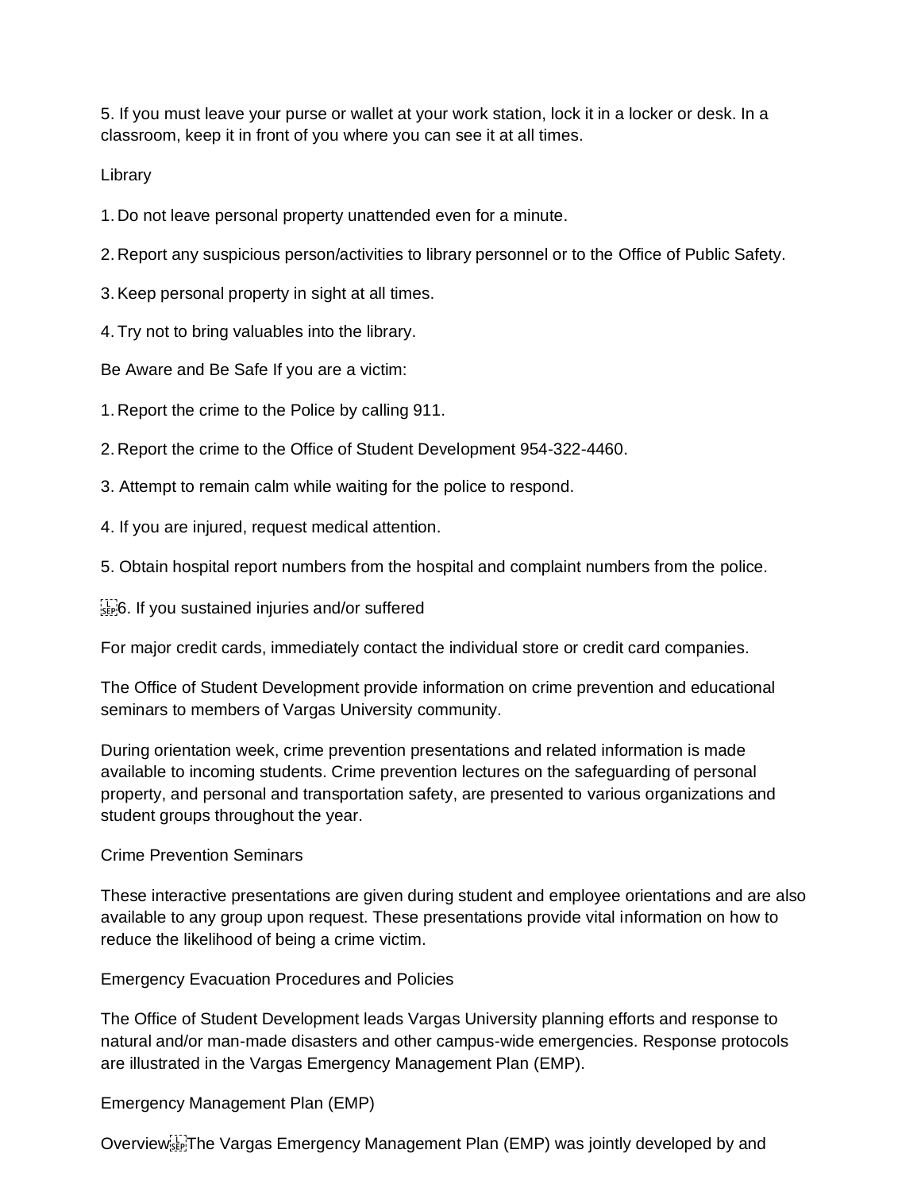5. If you must leave your purse or wallet at your work station, lock it in a locker or desk. In a classroom, keep it in front of you where you can see it at all times.

Library

1. Do not leave personal property unattended even for a minute.

2. Report any suspicious person/activities to library personnel or to the Office of Public Safety.

3. Keep personal property in sight at all times.

4. Try not to bring valuables into the library.

Be Aware and Be Safe If you are a victim:

1. Report the crime to the Police by calling 911.

2. Report the crime to the Office of Student Development 954-322-4460.

3. Attempt to remain calm while waiting for the police to respond.

4. If you are injured, request medical attention.

5. Obtain hospital report numbers from the hospital and complaint numbers from the police.

6. If you sustained injuries and/or suffered

For major credit cards, immediately contact the individual store or credit card companies.

The Office of Student Development provide information on crime prevention and educational seminars to members of Vargas University community.

During orientation week, crime prevention presentations and related information is made available to incoming students. Crime prevention lectures on the safeguarding of personal property, and personal and transportation safety, are presented to various organizations and student groups throughout the year.

Crime Prevention Seminars

These interactive presentations are given during student and employee orientations and are also available to any group upon request. These presentations provide vital information on how to reduce the likelihood of being a crime victim.

Emergency Evacuation Procedures and Policies

The Office of Student Development leads Vargas University planning efforts and response to natural and/or man-made disasters and other campus-wide emergencies. Response protocols are illustrated in the Vargas Emergency Management Plan (EMP).

Emergency Management Plan (EMP)

Overview The Vargas Emergency Management Plan (EMP) was jointly developed by and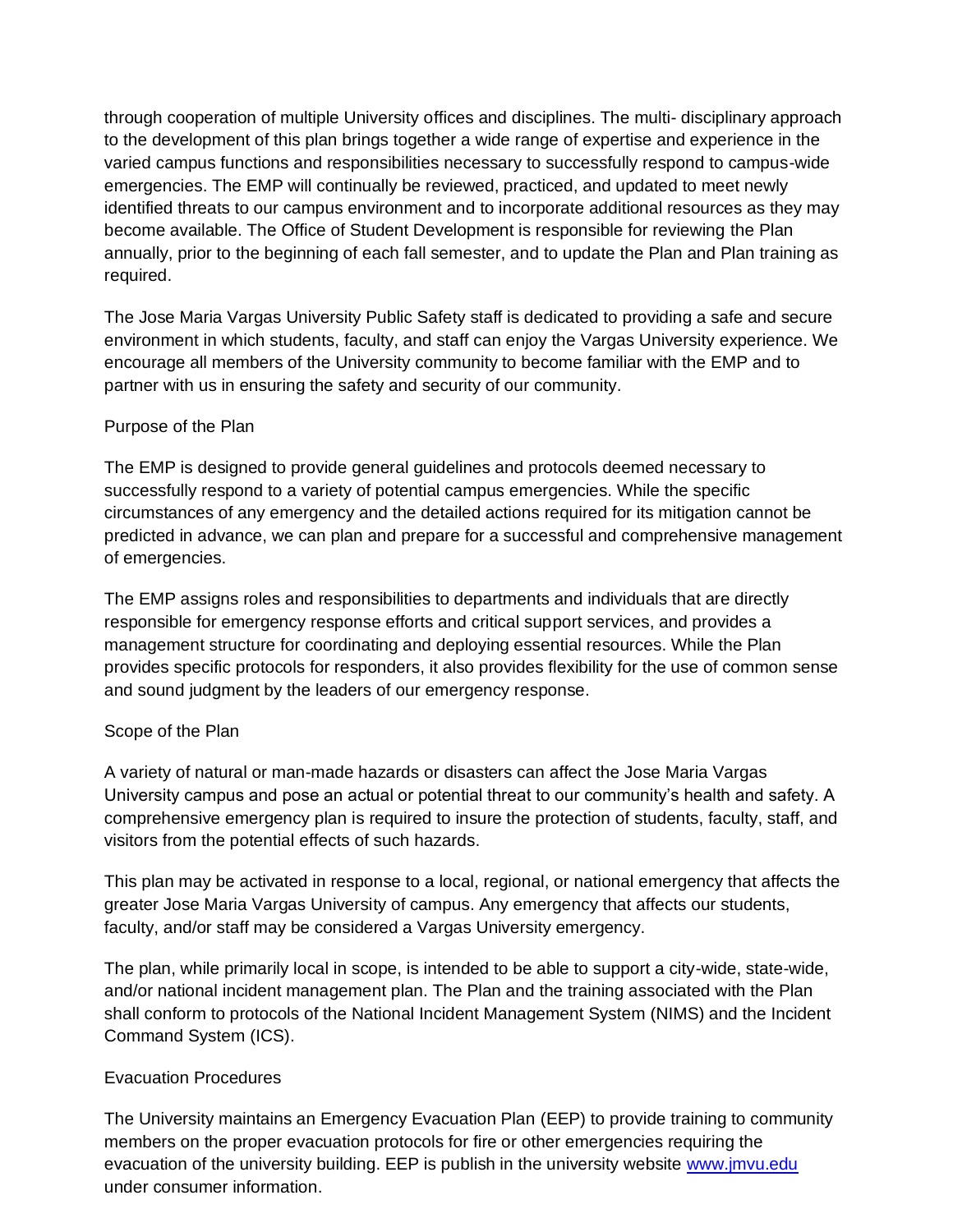through cooperation of multiple University offices and disciplines. The multi- disciplinary approach to the development of this plan brings together a wide range of expertise and experience in the varied campus functions and responsibilities necessary to successfully respond to campus-wide emergencies. The EMP will continually be reviewed, practiced, and updated to meet newly identified threats to our campus environment and to incorporate additional resources as they may become available. The Office of Student Development is responsible for reviewing the Plan annually, prior to the beginning of each fall semester, and to update the Plan and Plan training as required.

The Jose Maria Vargas University Public Safety staff is dedicated to providing a safe and secure environment in which students, faculty, and staff can enjoy the Vargas University experience. We encourage all members of the University community to become familiar with the EMP and to partner with us in ensuring the safety and security of our community.

## Purpose of the Plan

The EMP is designed to provide general guidelines and protocols deemed necessary to successfully respond to a variety of potential campus emergencies. While the specific circumstances of any emergency and the detailed actions required for its mitigation cannot be predicted in advance, we can plan and prepare for a successful and comprehensive management of emergencies.

The EMP assigns roles and responsibilities to departments and individuals that are directly responsible for emergency response efforts and critical support services, and provides a management structure for coordinating and deploying essential resources. While the Plan provides specific protocols for responders, it also provides flexibility for the use of common sense and sound judgment by the leaders of our emergency response.

## Scope of the Plan

A variety of natural or man-made hazards or disasters can affect the Jose Maria Vargas University campus and pose an actual or potential threat to our community's health and safety. A comprehensive emergency plan is required to insure the protection of students, faculty, staff, and visitors from the potential effects of such hazards.

This plan may be activated in response to a local, regional, or national emergency that affects the greater Jose Maria Vargas University of campus. Any emergency that affects our students, faculty, and/or staff may be considered a Vargas University emergency.

The plan, while primarily local in scope, is intended to be able to support a city-wide, state-wide, and/or national incident management plan. The Plan and the training associated with the Plan shall conform to protocols of the National Incident Management System (NIMS) and the Incident Command System (ICS).

## Evacuation Procedures

The University maintains an Emergency Evacuation Plan (EEP) to provide training to community members on the proper evacuation protocols for fire or other emergencies requiring the evacuation of the university building. EEP is publish in the university website [www.jmvu.edu](http://www.jmvu.edu) under consumer information.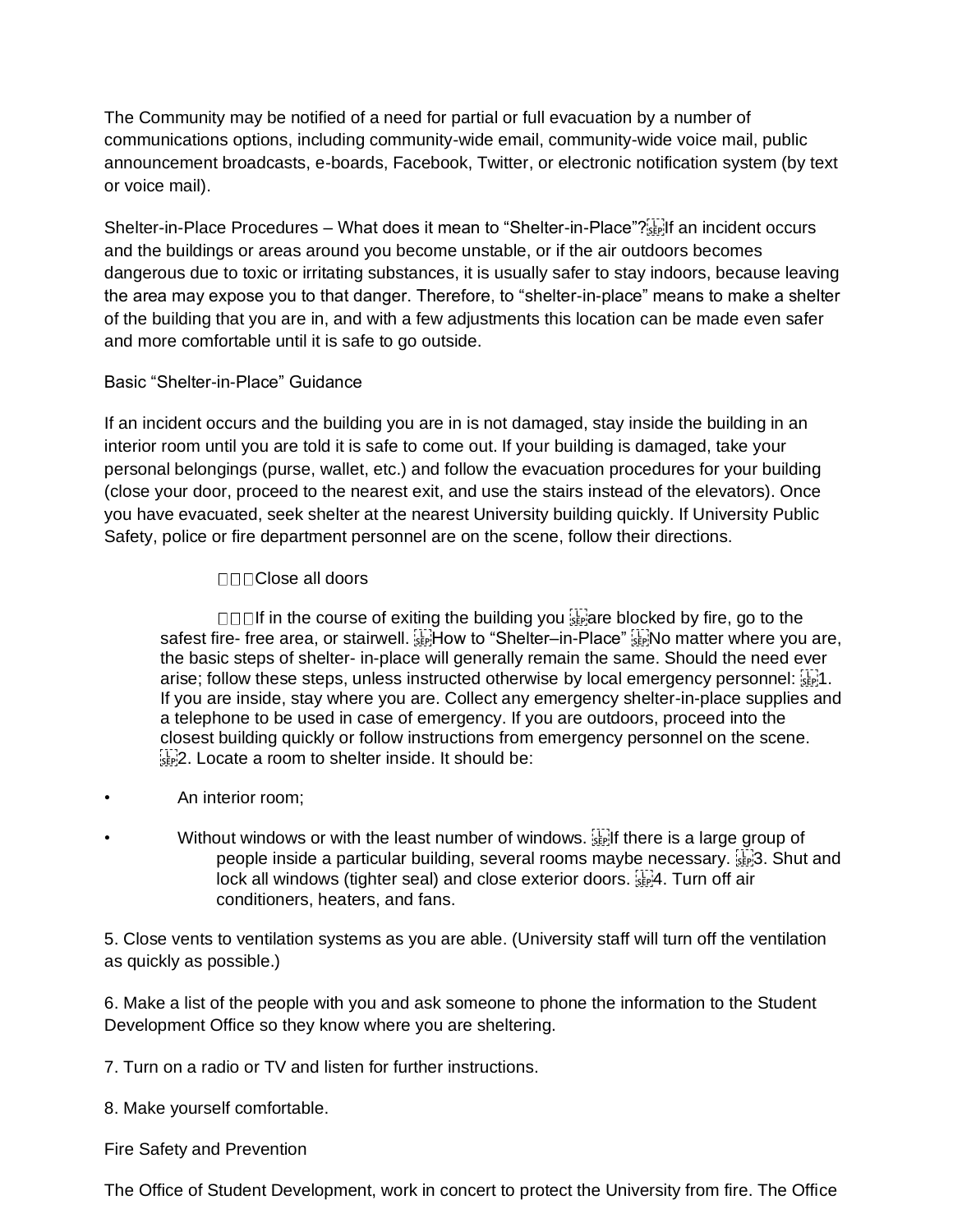The Community may be notified of a need for partial or full evacuation by a number of communications options, including community-wide email, community-wide voice mail, public announcement broadcasts, e-boards, Facebook, Twitter, or electronic notification system (by text or voice mail).

Shelter-in-Place Procedures – What does it mean to "Shelter-in-Place"? If an incident occurs and the buildings or areas around you become unstable, or if the air outdoors becomes dangerous due to toxic or irritating substances, it is usually safer to stay indoors, because leaving the area may expose you to that danger. Therefore, to "shelter-in-place" means to make a shelter of the building that you are in, and with a few adjustments this location can be made even safer and more comfortable until it is safe to go outside.

Basic "Shelter-in-Place" Guidance

If an incident occurs and the building you are in is not damaged, stay inside the building in an interior room until you are told it is safe to come out. If your building is damaged, take your personal belongings (purse, wallet, etc.) and follow the evacuation procedures for your building (close your door, proceed to the nearest exit, and use the stairs instead of the elevators). Once you have evacuated, seek shelter at the nearest University building quickly. If University Public Safety, police or fire department personnel are on the scene, follow their directions.

Close all doors

If in the course of exiting the building you are blocked by fire, go to the safest fire- free area, or stairwell. How to "Shelter–in-Place" No matter where you are, the basic steps of shelter- in-place will generally remain the same. Should the need ever arise; follow these steps, unless instructed otherwise by local emergency personnel: 1. If you are inside, stay where you are. Collect any emergency shelter-in-place supplies and a telephone to be used in case of emergency. If you are outdoors, proceed into the closest building quickly or follow instructions from emergency personnel on the scene. 2. Locate a room to shelter inside. It should be:

- An interior room;
- Without windows or with the least number of windows. If there is a large group of people inside a particular building, several rooms maybe necessary. 3. Shut and lock all windows (tighter seal) and close exterior doors. 4. Turn off air conditioners, heaters, and fans.

5. Close vents to ventilation systems as you are able. (University staff will turn off the ventilation as quickly as possible.)

6. Make a list of the people with you and ask someone to phone the information to the Student Development Office so they know where you are sheltering.

7. Turn on a radio or TV and listen for further instructions.

8. Make yourself comfortable.

Fire Safety and Prevention

The Office of Student Development, work in concert to protect the University from fire. The Office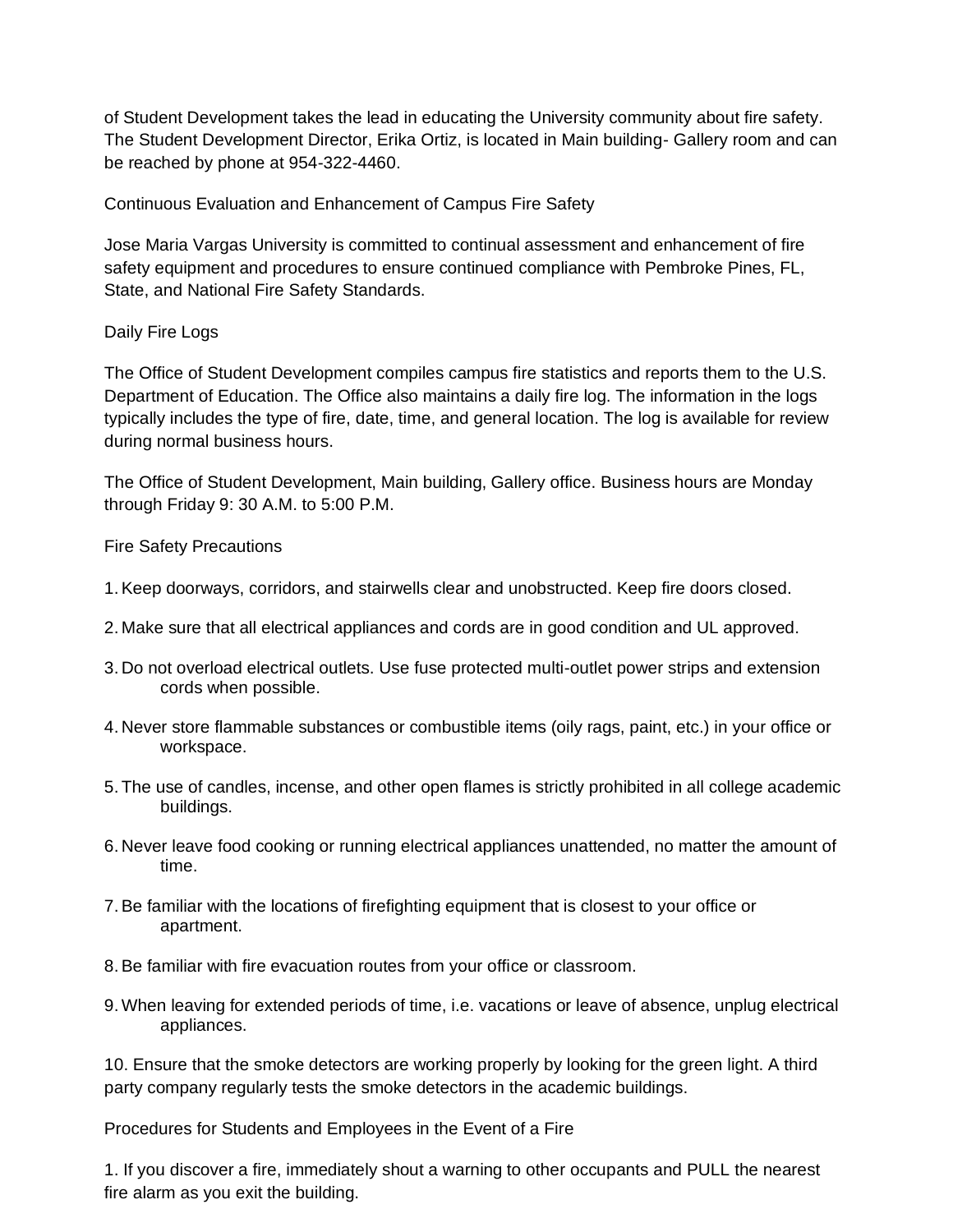of Student Development takes the lead in educating the University community about fire safety. The Student Development Director, Erika Ortiz, is located in Main building- Gallery room and can be reached by phone at 954-322-4460.

## Continuous Evaluation and Enhancement of Campus Fire Safety

Jose Maria Vargas University is committed to continual assessment and enhancement of fire safety equipment and procedures to ensure continued compliance with Pembroke Pines, FL, State, and National Fire Safety Standards.

## Daily Fire Logs

The Office of Student Development compiles campus fire statistics and reports them to the U.S. Department of Education. The Office also maintains a daily fire log. The information in the logs typically includes the type of fire, date, time, and general location. The log is available for review during normal business hours.

The Office of Student Development, Main building, Gallery office. Business hours are Monday through Friday 9: 30 A.M. to 5:00 P.M.

## Fire Safety Precautions

1. Keep doorways, corridors, and stairwells clear and unobstructed. Keep fire doors closed.
2. Make sure that all electrical appliances and cords are in good condition and UL approved.
3. Do not overload electrical outlets. Use fuse protected multi-outlet power strips and extension cords when possible.
4. Never store flammable substances or combustible items (oily rags, paint, etc.) in your office or workspace.
5. The use of candles, incense, and other open flames is strictly prohibited in all college academic buildings.
6. Never leave food cooking or running electrical appliances unattended, no matter the amount of time.
7. Be familiar with the locations of firefighting equipment that is closest to your office or apartment.
8. Be familiar with fire evacuation routes from your office or classroom.
9. When leaving for extended periods of time, i.e. vacations or leave of absence, unplug electrical appliances.
10. Ensure that the smoke detectors are working properly by looking for the green light. A third party company regularly tests the smoke detectors in the academic buildings.

## Procedures for Students and Employees in the Event of a Fire

1. If you discover a fire, immediately shout a warning to other occupants and PULL the nearest fire alarm as you exit the building.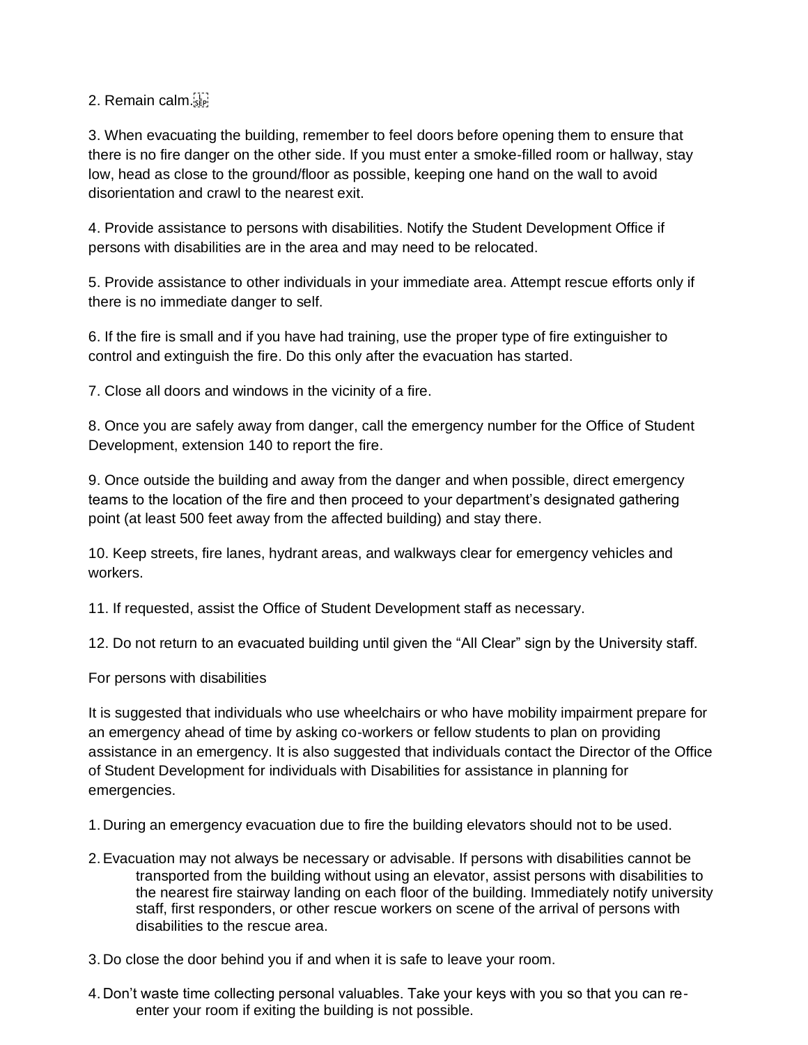2. Remain calm.

3. When evacuating the building, remember to feel doors before opening them to ensure that there is no fire danger on the other side. If you must enter a smoke-filled room or hallway, stay low, head as close to the ground/floor as possible, keeping one hand on the wall to avoid disorientation and crawl to the nearest exit.

4. Provide assistance to persons with disabilities. Notify the Student Development Office if persons with disabilities are in the area and may need to be relocated.

5. Provide assistance to other individuals in your immediate area. Attempt rescue efforts only if there is no immediate danger to self.

6. If the fire is small and if you have had training, use the proper type of fire extinguisher to control and extinguish the fire. Do this only after the evacuation has started.

7. Close all doors and windows in the vicinity of a fire.

8. Once you are safely away from danger, call the emergency number for the Office of Student Development, extension 140 to report the fire.

9. Once outside the building and away from the danger and when possible, direct emergency teams to the location of the fire and then proceed to your department's designated gathering point (at least 500 feet away from the affected building) and stay there.

10. Keep streets, fire lanes, hydrant areas, and walkways clear for emergency vehicles and workers.

11. If requested, assist the Office of Student Development staff as necessary.

12. Do not return to an evacuated building until given the "All Clear" sign by the University staff.

For persons with disabilities

It is suggested that individuals who use wheelchairs or who have mobility impairment prepare for an emergency ahead of time by asking co-workers or fellow students to plan on providing assistance in an emergency. It is also suggested that individuals contact the Director of the Office of Student Development for individuals with Disabilities for assistance in planning for emergencies.

1. During an emergency evacuation due to fire the building elevators should not to be used.
2. Evacuation may not always be necessary or advisable. If persons with disabilities cannot be transported from the building without using an elevator, assist persons with disabilities to the nearest fire stairway landing on each floor of the building. Immediately notify university staff, first responders, or other rescue workers on scene of the arrival of persons with disabilities to the rescue area.
3. Do close the door behind you if and when it is safe to leave your room.
4. Don't waste time collecting personal valuables. Take your keys with you so that you can re-enter your room if exiting the building is not possible.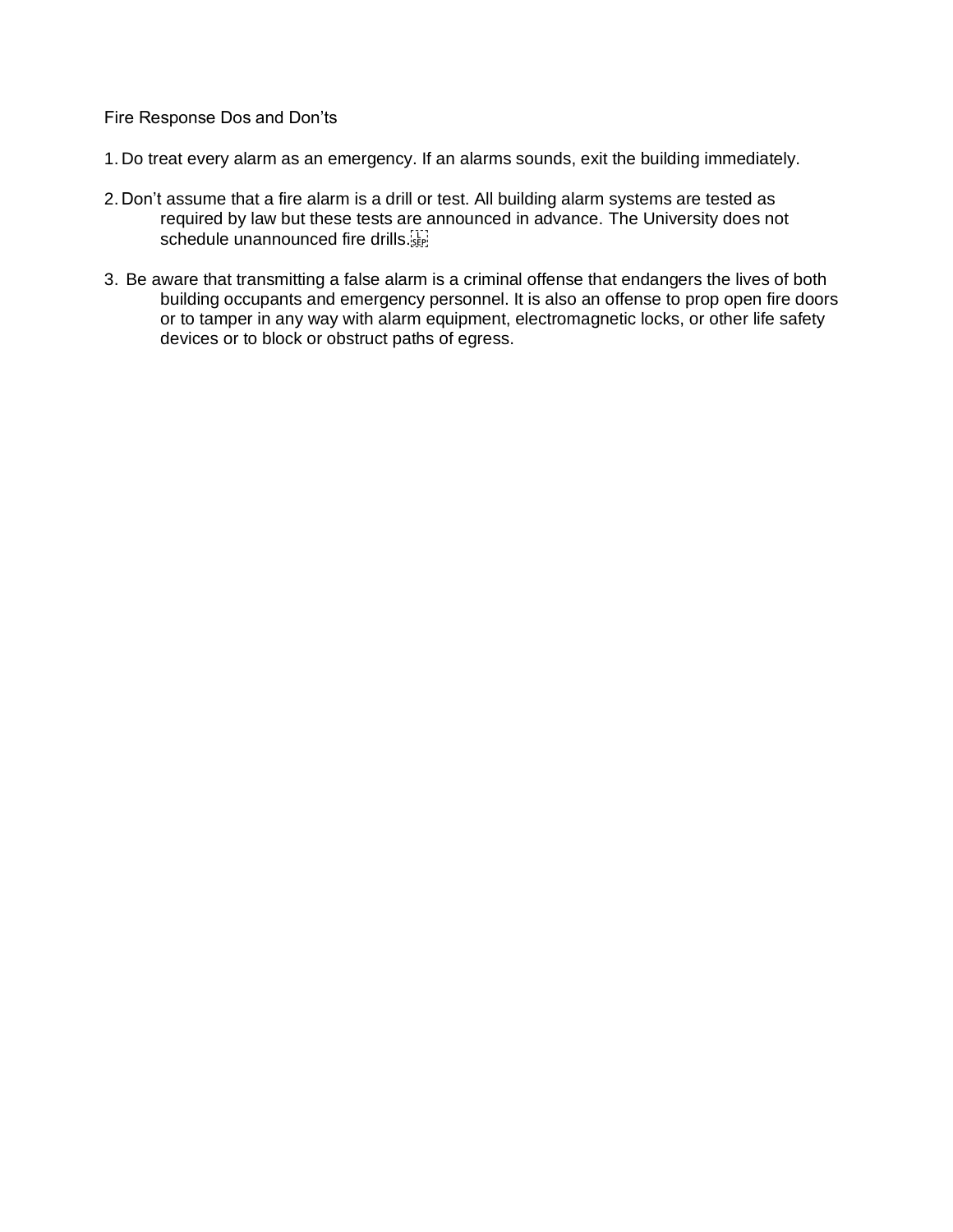Fire Response Dos and Don'ts

1. Do treat every alarm as an emergency. If an alarms sounds, exit the building immediately.

2. Don't assume that a fire alarm is a drill or test. All building alarm systems are tested as required by law but these tests are announced in advance. The University does not schedule unannounced fire drills.

3. Be aware that transmitting a false alarm is a criminal offense that endangers the lives of both building occupants and emergency personnel. It is also an offense to prop open fire doors or to tamper in any way with alarm equipment, electromagnetic locks, or other life safety devices or to block or obstruct paths of egress.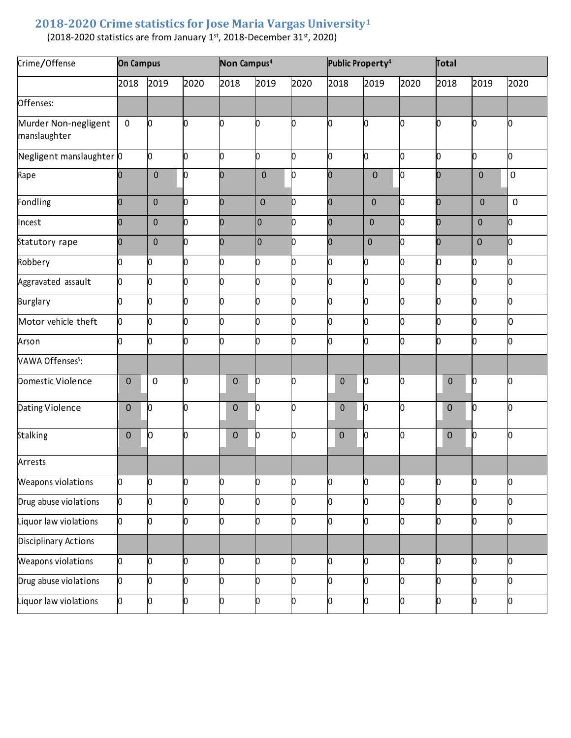## 2018-2020 Crime statistics for Jose Maria Vargas University[1]

(2018-2020 statistics are from January 1st, 2018-December 31st, 2020)

| Crime/Offense | On Campus | | | Non Campus[4] | | | Public Property[4] | | | Total | | |
|---|---|---|---|---|---|---|---|---|---|---|---|---|
| | 2018 | 2019 | 2020 | 2018 | 2019 | 2020 | 2018 | 2019 | 2020 | 2018 | 2019 | 2020 |
| Offenses: | | | | | | | | | | | | |
| Murder Non-negligent manslaughter | 0 | 0 | 0 | 0 | 0 | 0 | 0 | 0 | 0 | 0 | 0 | 0 |
| Negligent manslaughter | 0 | 0 | 0 | 0 | 0 | 0 | 0 | 0 | 0 | 0 | 0 | 0 |
| Rape | 0 | 0 | 0 | 0 | 0 | 0 | 0 | 0 | 0 | 0 | 0 | 0 |
| Fondling | 0 | 0 | 0 | 0 | 0 | 0 | 0 | 0 | 0 | 0 | 0 | 0 |
| Incest | 0 | 0 | 0 | 0 | 0 | 0 | 0 | 0 | 0 | 0 | 0 | 0 |
| Statutory rape | 0 | 0 | 0 | 0 | 0 | 0 | 0 | 0 | 0 | 0 | 0 | 0 |
| Robbery | 0 | 0 | 0 | 0 | 0 | 0 | 0 | 0 | 0 | 0 | 0 | 0 |
| Aggravated assault | 0 | 0 | 0 | 0 | 0 | 0 | 0 | 0 | 0 | 0 | 0 | 0 |
| Burglary | 0 | 0 | 0 | 0 | 0 | 0 | 0 | 0 | 0 | 0 | 0 | 0 |
| Motor vehicle theft | 0 | 0 | 0 | 0 | 0 | 0 | 0 | 0 | 0 | 0 | 0 | 0 |
| Arson | 0 | 0 | 0 | 0 | 0 | 0 | 0 | 0 | 0 | 0 | 0 | 0 |
| VAWA Offenses[5]: | | | | | | | | | | | | |
| Domestic Violence | 0 | 0 | 0 | 0 | 0 | 0 | 0 | 0 | 0 | 0 | 0 | 0 |
| Dating Violence | 0 | 0 | 0 | 0 | 0 | 0 | 0 | 0 | 0 | 0 | 0 | 0 |
| Stalking | 0 | 0 | 0 | 0 | 0 | 0 | 0 | 0 | 0 | 0 | 0 | 0 |
| Arrests | | | | | | | | | | | | |
| Weapons violations | 0 | 0 | 0 | 0 | 0 | 0 | 0 | 0 | 0 | 0 | 0 | 0 |
| Drug abuse violations | 0 | 0 | 0 | 0 | 0 | 0 | 0 | 0 | 0 | 0 | 0 | 0 |
| Liquor law violations | 0 | 0 | 0 | 0 | 0 | 0 | 0 | 0 | 0 | 0 | 0 | 0 |
| Disciplinary Actions | | | | | | | | | | | | |
| Weapons violations | 0 | 0 | 0 | 0 | 0 | 0 | 0 | 0 | 0 | 0 | 0 | 0 |
| Drug abuse violations | 0 | 0 | 0 | 0 | 0 | 0 | 0 | 0 | 0 | 0 | 0 | 0 |
| Liquor law violations | 0 | 0 | 0 | 0 | 0 | 0 | 0 | 0 | 0 | 0 | 0 | 0 |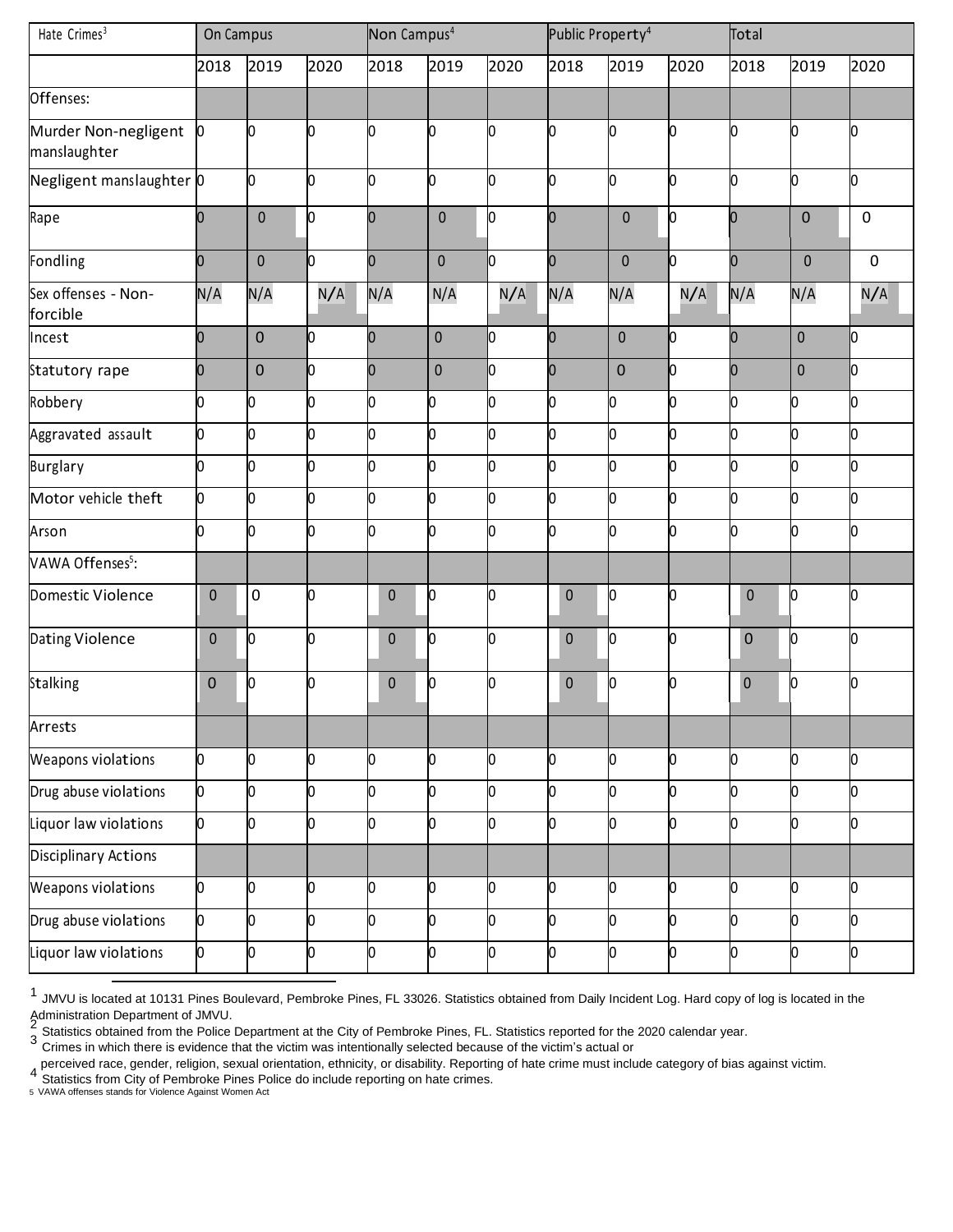| Hate Crimes[3] | On Campus | | | Non Campus[4] | | | Public Property[4] | | | Total | | |
|---|---|---|---|---|---|---|---|---|---|---|---|---|
| | 2018 | 2019 | 2020 | 2018 | 2019 | 2020 | 2018 | 2019 | 2020 | 2018 | 2019 | 2020 |
| Offenses: | | | | | | | | | | | | |
| Murder Non-negligent manslaughter | 0 | 0 | 0 | 0 | 0 | 0 | 0 | 0 | 0 | 0 | 0 | 0 |
| Negligent manslaughter | 0 | 0 | 0 | 0 | 0 | 0 | 0 | 0 | 0 | 0 | 0 | 0 |
| Rape | 0 | 0 | 0 | 0 | 0 | 0 | 0 | 0 | 0 | 0 | 0 | 0 |
| Fondling | 0 | 0 | 0 | 0 | 0 | 0 | 0 | 0 | 0 | 0 | 0 | 0 |
| Sex offenses - Non-forcible | N/A | N/A | N/A | N/A | N/A | N/A | N/A | N/A | N/A | N/A | N/A | N/A |
| Incest | 0 | 0 | 0 | 0 | 0 | 0 | 0 | 0 | 0 | 0 | 0 | 0 |
| Statutory rape | 0 | 0 | 0 | 0 | 0 | 0 | 0 | 0 | 0 | 0 | 0 | 0 |
| Robbery | 0 | 0 | 0 | 0 | 0 | 0 | 0 | 0 | 0 | 0 | 0 | 0 |
| Aggravated assault | 0 | 0 | 0 | 0 | 0 | 0 | 0 | 0 | 0 | 0 | 0 | 0 |
| Burglary | 0 | 0 | 0 | 0 | 0 | 0 | 0 | 0 | 0 | 0 | 0 | 0 |
| Motor vehicle theft | 0 | 0 | 0 | 0 | 0 | 0 | 0 | 0 | 0 | 0 | 0 | 0 |
| Arson | 0 | 0 | 0 | 0 | 0 | 0 | 0 | 0 | 0 | 0 | 0 | 0 |
| VAWA Offenses[5]: | | | | | | | | | | | | |
| Domestic Violence | 0 | 0 | 0 | 0 | 0 | 0 | 0 | 0 | 0 | 0 | 0 | 0 |
| Dating Violence | 0 | 0 | 0 | 0 | 0 | 0 | 0 | 0 | 0 | 0 | 0 | 0 |
| Stalking | 0 | 0 | 0 | 0 | 0 | 0 | 0 | 0 | 0 | 0 | 0 | 0 |
| Arrests | | | | | | | | | | | | |
| Weapons violations | 0 | 0 | 0 | 0 | 0 | 0 | 0 | 0 | 0 | 0 | 0 | 0 |
| Drug abuse violations | 0 | 0 | 0 | 0 | 0 | 0 | 0 | 0 | 0 | 0 | 0 | 0 |
| Liquor law violations | 0 | 0 | 0 | 0 | 0 | 0 | 0 | 0 | 0 | 0 | 0 | 0 |
| Disciplinary Actions | | | | | | | | | | | | |
| Weapons violations | 0 | 0 | 0 | 0 | 0 | 0 | 0 | 0 | 0 | 0 | 0 | 0 |
| Drug abuse violations | 0 | 0 | 0 | 0 | 0 | 0 | 0 | 0 | 0 | 0 | 0 | 0 |
| Liquor law violations | 0 | 0 | 0 | 0 | 0 | 0 | 0 | 0 | 0 | 0 | 0 | 0 |

[1] JMVU is located at 10131 Pines Boulevard, Pembroke Pines, FL 33026. Statistics obtained from Daily Incident Log. Hard copy of log is located in the Administration Department of JMVU.

[2] Statistics obtained from the Police Department at the City of Pembroke Pines, FL. Statistics reported for the 2020 calendar year.

[3] Crimes in which there is evidence that the victim was intentionally selected because of the victim's actual or perceived race, gender, religion, sexual orientation, ethnicity, or disability. Reporting of hate crime must include category of bias against victim.

[4] Statistics from City of Pembroke Pines Police do include reporting on hate crimes.

[5] VAWA offenses stands for Violence Against Women Act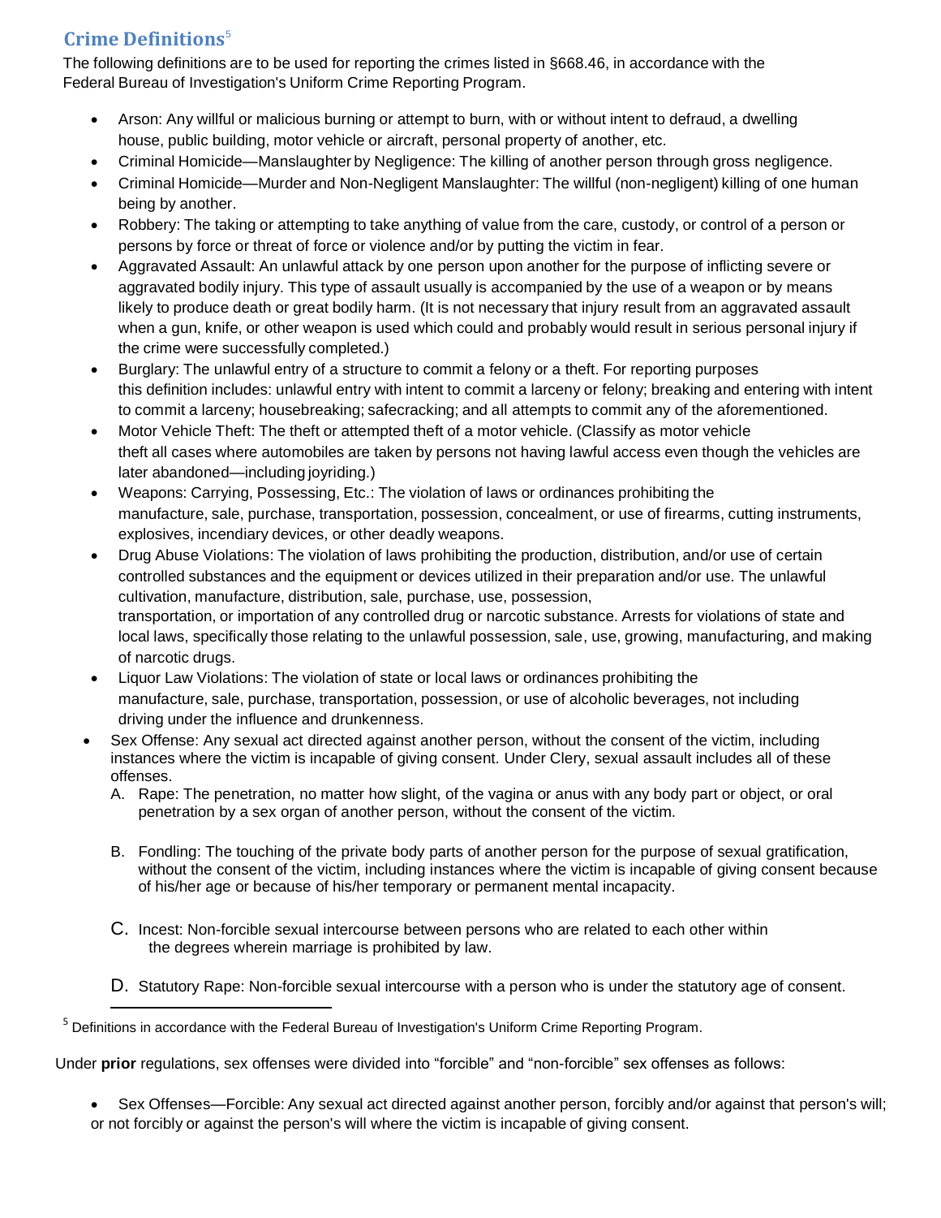## Crime Definitions[5]

The following definitions are to be used for reporting the crimes listed in §668.46, in accordance with the Federal Bureau of Investigation's Uniform Crime Reporting Program.

- Arson: Any willful or malicious burning or attempt to burn, with or without intent to defraud, a dwelling house, public building, motor vehicle or aircraft, personal property of another, etc.
- Criminal Homicide—Manslaughter by Negligence: The killing of another person through gross negligence.
- Criminal Homicide—Murder and Non-Negligent Manslaughter: The willful (non-negligent) killing of one human being by another.
- Robbery: The taking or attempting to take anything of value from the care, custody, or control of a person or persons by force or threat of force or violence and/or by putting the victim in fear.
- Aggravated Assault: An unlawful attack by one person upon another for the purpose of inflicting severe or aggravated bodily injury. This type of assault usually is accompanied by the use of a weapon or by means likely to produce death or great bodily harm. (It is not necessary that injury result from an aggravated assault when a gun, knife, or other weapon is used which could and probably would result in serious personal injury if the crime were successfully completed.)
- Burglary: The unlawful entry of a structure to commit a felony or a theft. For reporting purposes this definition includes: unlawful entry with intent to commit a larceny or felony; breaking and entering with intent to commit a larceny; housebreaking; safecracking; and all attempts to commit any of the aforementioned.
- Motor Vehicle Theft: The theft or attempted theft of a motor vehicle. (Classify as motor vehicle theft all cases where automobiles are taken by persons not having lawful access even though the vehicles are later abandoned—including joyriding.)
- Weapons: Carrying, Possessing, Etc.: The violation of laws or ordinances prohibiting the manufacture, sale, purchase, transportation, possession, concealment, or use of firearms, cutting instruments, explosives, incendiary devices, or other deadly weapons.
- Drug Abuse Violations: The violation of laws prohibiting the production, distribution, and/or use of certain controlled substances and the equipment or devices utilized in their preparation and/or use. The unlawful cultivation, manufacture, distribution, sale, purchase, use, possession, transportation, or importation of any controlled drug or narcotic substance. Arrests for violations of state and local laws, specifically those relating to the unlawful possession, sale, use, growing, manufacturing, and making of narcotic drugs.
- Liquor Law Violations: The violation of state or local laws or ordinances prohibiting the manufacture, sale, purchase, transportation, possession, or use of alcoholic beverages, not including driving under the influence and drunkenness.
- Sex Offense: Any sexual act directed against another person, without the consent of the victim, including instances where the victim is incapable of giving consent. Under Clery, sexual assault includes all of these offenses.
  - A. Rape: The penetration, no matter how slight, of the vagina or anus with any body part or object, or oral penetration by a sex organ of another person, without the consent of the victim.
  - B. Fondling: The touching of the private body parts of another person for the purpose of sexual gratification, without the consent of the victim, including instances where the victim is incapable of giving consent because of his/her age or because of his/her temporary or permanent mental incapacity.
  - C. Incest: Non-forcible sexual intercourse between persons who are related to each other within the degrees wherein marriage is prohibited by law.
  - D. Statutory Rape: Non-forcible sexual intercourse with a person who is under the statutory age of consent.

[5] Definitions in accordance with the Federal Bureau of Investigation's Uniform Crime Reporting Program.

Under **prior** regulations, sex offenses were divided into "forcible" and "non-forcible" sex offenses as follows:

- Sex Offenses—Forcible: Any sexual act directed against another person, forcibly and/or against that person's will; or not forcibly or against the person's will where the victim is incapable of giving consent.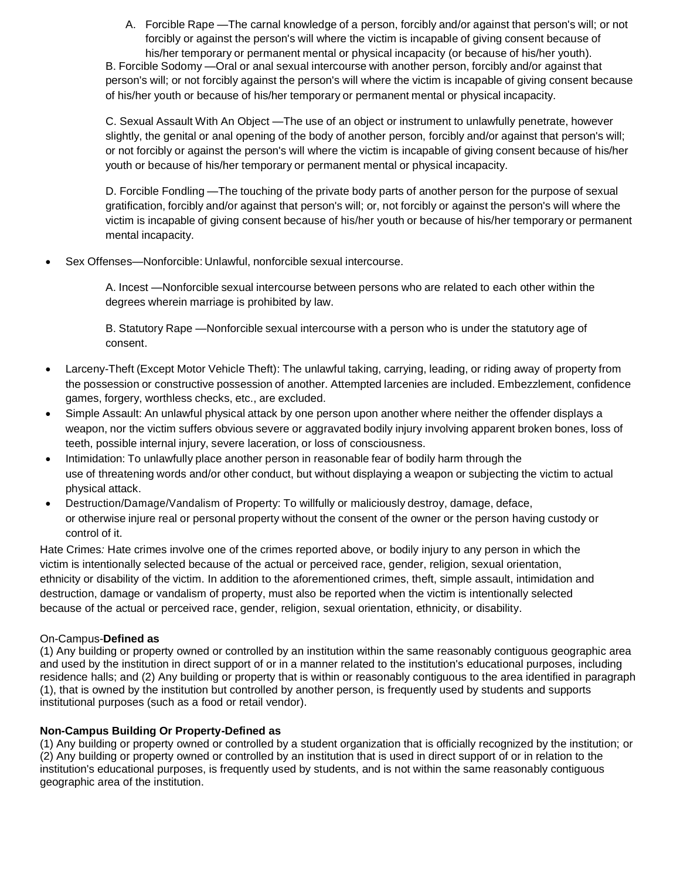A. Forcible Rape —The carnal knowledge of a person, forcibly and/or against that person's will; or not forcibly or against the person's will where the victim is incapable of giving consent because of his/her temporary or permanent mental or physical incapacity (or because of his/her youth).

B. Forcible Sodomy —Oral or anal sexual intercourse with another person, forcibly and/or against that person's will; or not forcibly against the person's will where the victim is incapable of giving consent because of his/her youth or because of his/her temporary or permanent mental or physical incapacity.

C. Sexual Assault With An Object —The use of an object or instrument to unlawfully penetrate, however slightly, the genital or anal opening of the body of another person, forcibly and/or against that person's will; or not forcibly or against the person's will where the victim is incapable of giving consent because of his/her youth or because of his/her temporary or permanent mental or physical incapacity.

D. Forcible Fondling —The touching of the private body parts of another person for the purpose of sexual gratification, forcibly and/or against that person's will; or, not forcibly or against the person's will where the victim is incapable of giving consent because of his/her youth or because of his/her temporary or permanent mental incapacity.

- Sex Offenses—Nonforcible: Unlawful, nonforcible sexual intercourse.

  A. Incest —Nonforcible sexual intercourse between persons who are related to each other within the degrees wherein marriage is prohibited by law.

  B. Statutory Rape —Nonforcible sexual intercourse with a person who is under the statutory age of consent.

- Larceny-Theft (Except Motor Vehicle Theft): The unlawful taking, carrying, leading, or riding away of property from the possession or constructive possession of another. Attempted larcenies are included. Embezzlement, confidence games, forgery, worthless checks, etc., are excluded.
- Simple Assault: An unlawful physical attack by one person upon another where neither the offender displays a weapon, nor the victim suffers obvious severe or aggravated bodily injury involving apparent broken bones, loss of teeth, possible internal injury, severe laceration, or loss of consciousness.
- Intimidation: To unlawfully place another person in reasonable fear of bodily harm through the use of threatening words and/or other conduct, but without displaying a weapon or subjecting the victim to actual physical attack.
- Destruction/Damage/Vandalism of Property: To willfully or maliciously destroy, damage, deface, or otherwise injure real or personal property without the consent of the owner or the person having custody or control of it.

Hate Crimes*:* Hate crimes involve one of the crimes reported above, or bodily injury to any person in which the victim is intentionally selected because of the actual or perceived race, gender, religion, sexual orientation, ethnicity or disability of the victim. In addition to the aforementioned crimes, theft, simple assault, intimidation and destruction, damage or vandalism of property, must also be reported when the victim is intentionally selected because of the actual or perceived race, gender, religion, sexual orientation, ethnicity, or disability.

On-Campus-**Defined as**
(1) Any building or property owned or controlled by an institution within the same reasonably contiguous geographic area and used by the institution in direct support of or in a manner related to the institution's educational purposes, including residence halls; and (2) Any building or property that is within or reasonably contiguous to the area identified in paragraph (1), that is owned by the institution but controlled by another person, is frequently used by students and supports institutional purposes (such as a food or retail vendor).

**Non-Campus Building Or Property-Defined as**
(1) Any building or property owned or controlled by a student organization that is officially recognized by the institution; or (2) Any building or property owned or controlled by an institution that is used in direct support of or in relation to the institution's educational purposes, is frequently used by students, and is not within the same reasonably contiguous geographic area of the institution.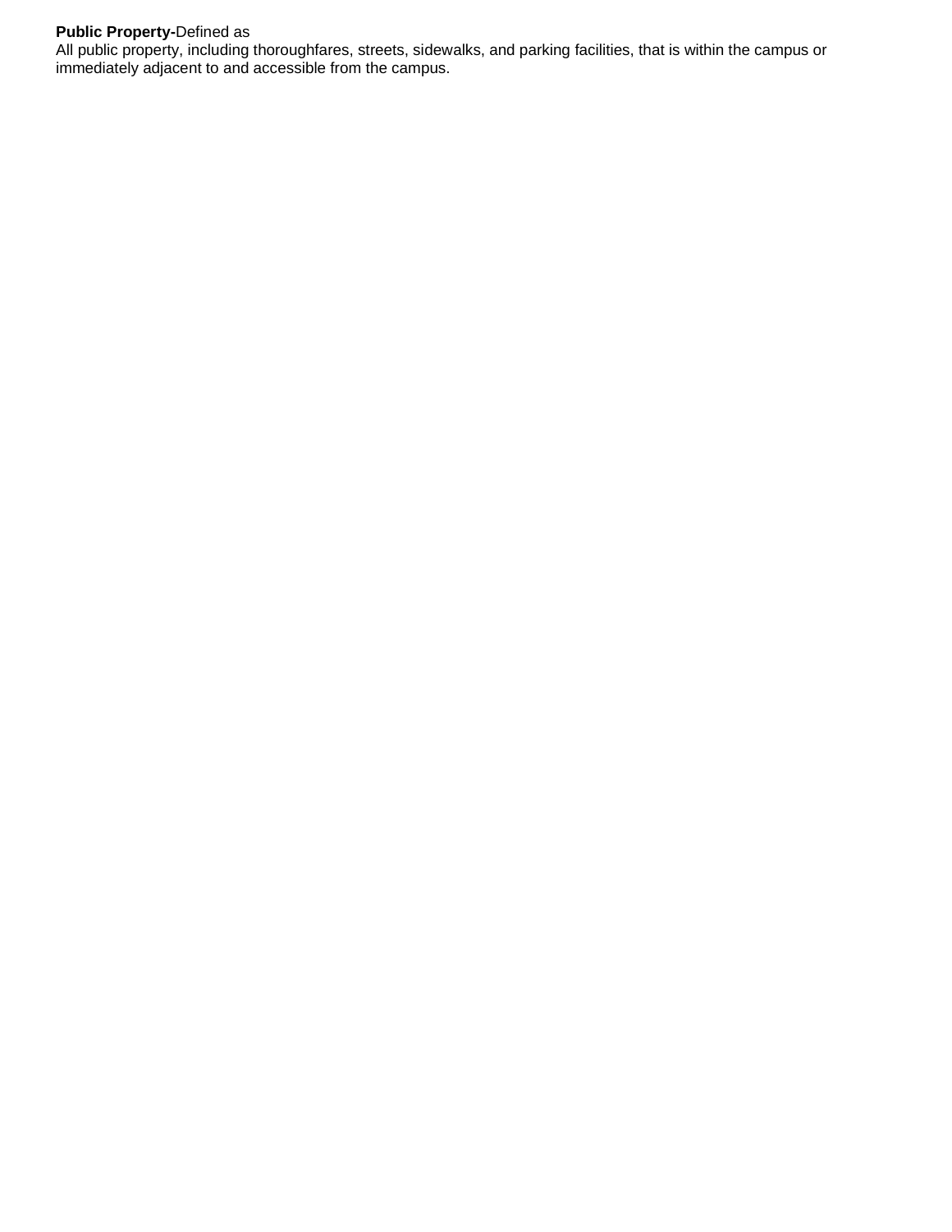**Public Property-**Defined as
All public property, including thoroughfares, streets, sidewalks, and parking facilities, that is within the campus or immediately adjacent to and accessible from the campus.